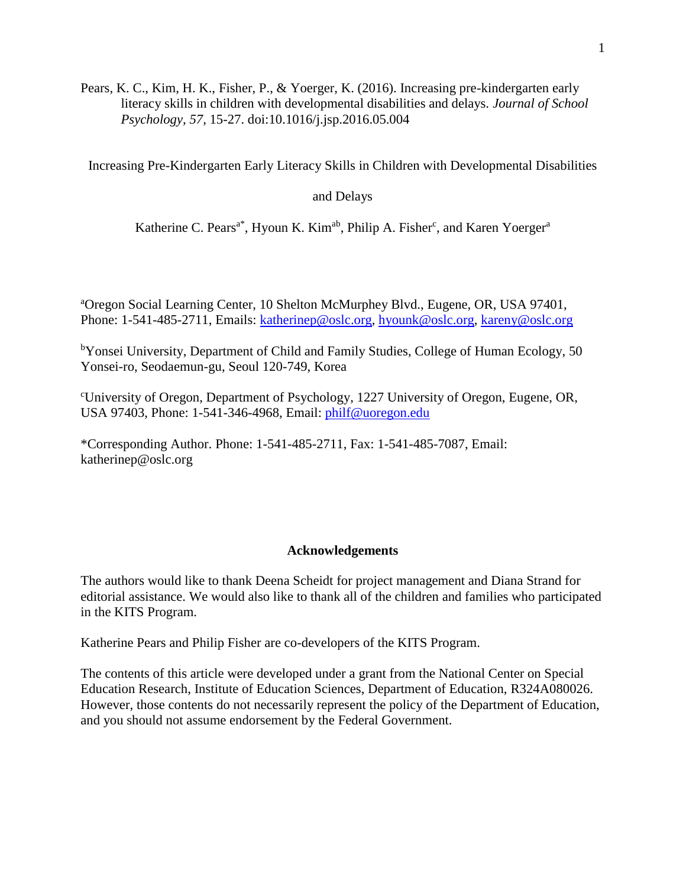Pears, K. C., Kim, H. K., Fisher, P., & Yoerger, K. (2016). Increasing pre-kindergarten early literacy skills in children with developmental disabilities and delays. *Journal of School Psychology, 57,* 15-27. doi:10.1016/j.jsp.2016.05.004

# Increasing Pre-Kindergarten Early Literacy Skills in Children with Developmental Disabilities and Delays

Katherine C. Pears[a*], Hyoun K. Kim[ab], Philip A. Fisher[c], and Karen Yoerger[a]

[a]Oregon Social Learning Center, 10 Shelton McMurphey Blvd., Eugene, OR, USA 97401, Phone: 1-541-485-2711, Emails: katherinep@oslc.org, hyounk@oslc.org, kareny@oslc.org

[b]Yonsei University, Department of Child and Family Studies, College of Human Ecology, 50 Yonsei-ro, Seodaemun-gu, Seoul 120-749, Korea

[c]University of Oregon, Department of Psychology, 1227 University of Oregon, Eugene, OR, USA 97403, Phone: 1-541-346-4968, Email: philf@uoregon.edu

*Corresponding Author. Phone: 1-541-485-2711, Fax: 1-541-485-7087, Email: katherinep@oslc.org

## Acknowledgements

The authors would like to thank Deena Scheidt for project management and Diana Strand for editorial assistance. We would also like to thank all of the children and families who participated in the KITS Program.

Katherine Pears and Philip Fisher are co-developers of the KITS Program.

The contents of this article were developed under a grant from the National Center on Special Education Research, Institute of Education Sciences, Department of Education, R324A080026. However, those contents do not necessarily represent the policy of the Department of Education, and you should not assume endorsement by the Federal Government.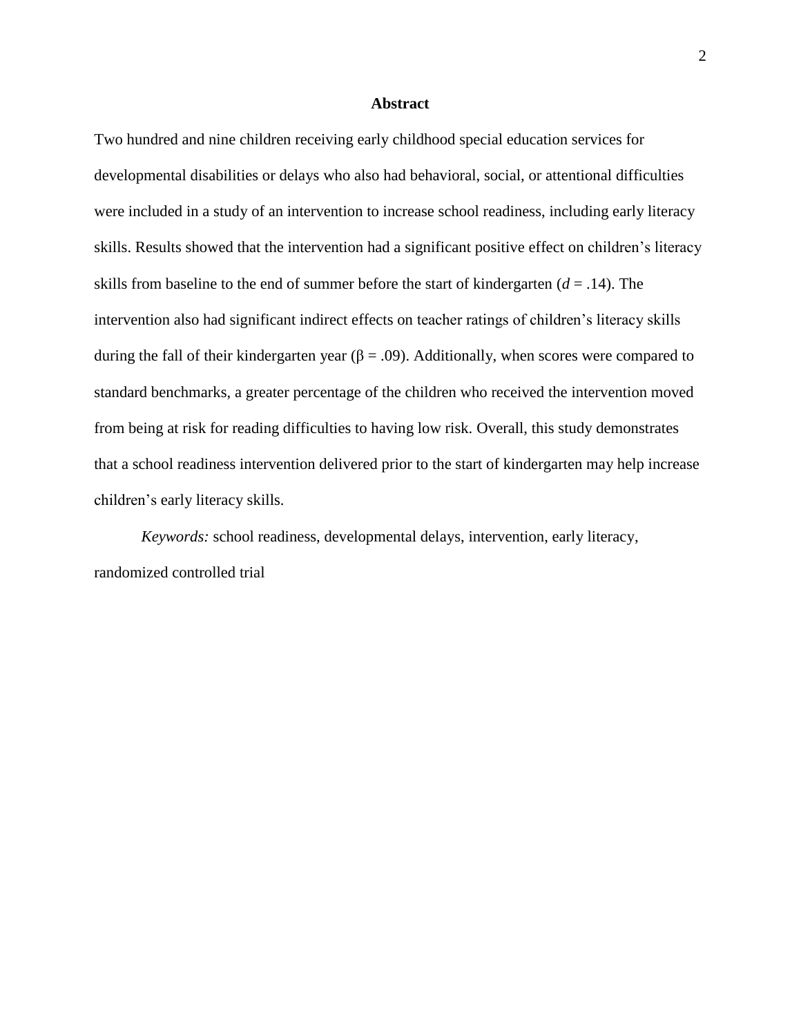## Abstract

Two hundred and nine children receiving early childhood special education services for developmental disabilities or delays who also had behavioral, social, or attentional difficulties were included in a study of an intervention to increase school readiness, including early literacy skills. Results showed that the intervention had a significant positive effect on children's literacy skills from baseline to the end of summer before the start of kindergarten ($d = .14$). The intervention also had significant indirect effects on teacher ratings of children's literacy skills during the fall of their kindergarten year ($\beta = .09$). Additionally, when scores were compared to standard benchmarks, a greater percentage of the children who received the intervention moved from being at risk for reading difficulties to having low risk. Overall, this study demonstrates that a school readiness intervention delivered prior to the start of kindergarten may help increase children's early literacy skills.

*Keywords:* school readiness, developmental delays, intervention, early literacy, randomized controlled trial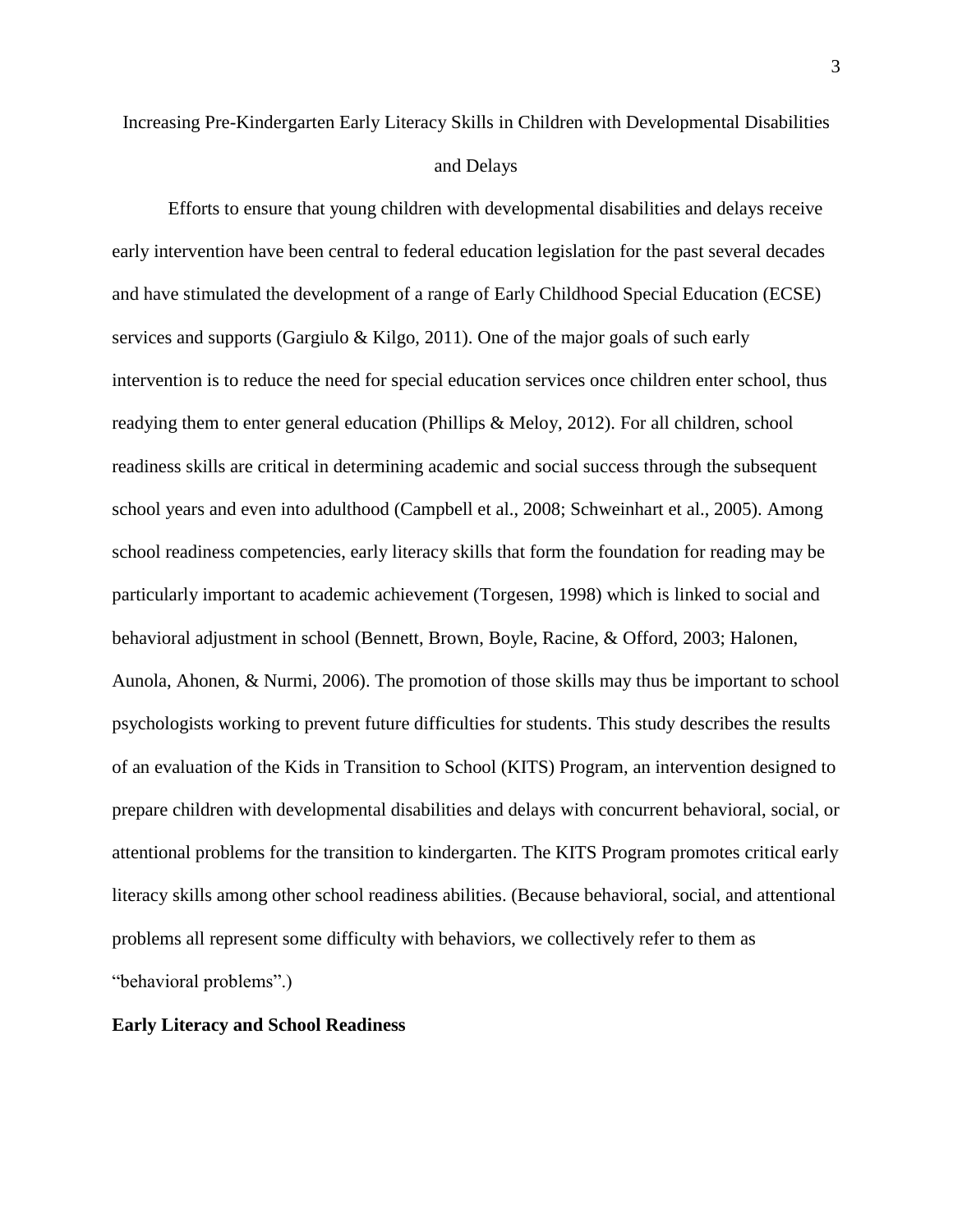# Increasing Pre-Kindergarten Early Literacy Skills in Children with Developmental Disabilities and Delays

Efforts to ensure that young children with developmental disabilities and delays receive early intervention have been central to federal education legislation for the past several decades and have stimulated the development of a range of Early Childhood Special Education (ECSE) services and supports (Gargiulo & Kilgo, 2011). One of the major goals of such early intervention is to reduce the need for special education services once children enter school, thus readying them to enter general education (Phillips & Meloy, 2012). For all children, school readiness skills are critical in determining academic and social success through the subsequent school years and even into adulthood (Campbell et al., 2008; Schweinhart et al., 2005). Among school readiness competencies, early literacy skills that form the foundation for reading may be particularly important to academic achievement (Torgesen, 1998) which is linked to social and behavioral adjustment in school (Bennett, Brown, Boyle, Racine, & Offord, 2003; Halonen, Aunola, Ahonen, & Nurmi, 2006). The promotion of those skills may thus be important to school psychologists working to prevent future difficulties for students. This study describes the results of an evaluation of the Kids in Transition to School (KITS) Program, an intervention designed to prepare children with developmental disabilities and delays with concurrent behavioral, social, or attentional problems for the transition to kindergarten. The KITS Program promotes critical early literacy skills among other school readiness abilities. (Because behavioral, social, and attentional problems all represent some difficulty with behaviors, we collectively refer to them as "behavioral problems".)

## Early Literacy and School Readiness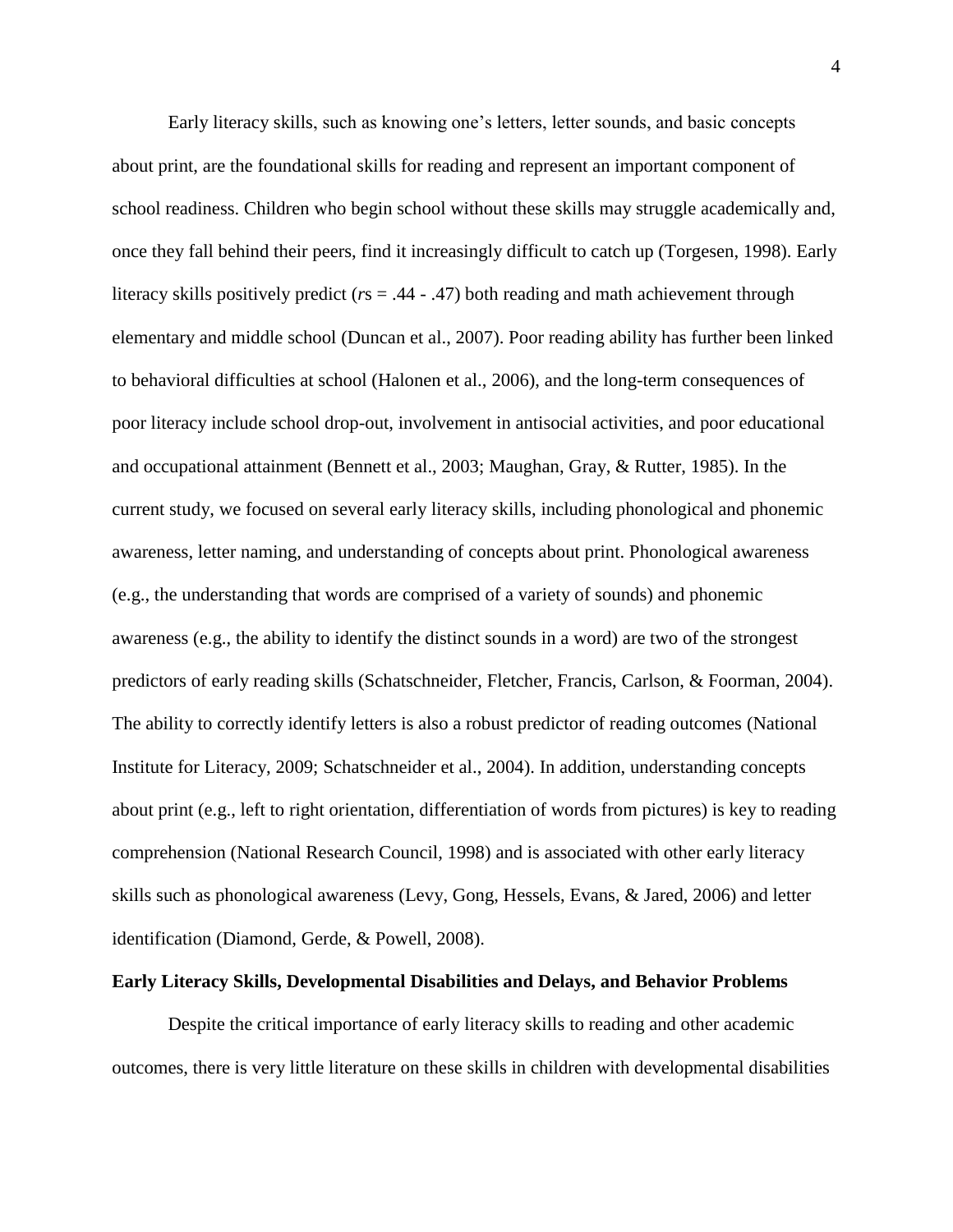Early literacy skills, such as knowing one's letters, letter sounds, and basic concepts about print, are the foundational skills for reading and represent an important component of school readiness. Children who begin school without these skills may struggle academically and, once they fall behind their peers, find it increasingly difficult to catch up (Torgesen, 1998). Early literacy skills positively predict (*r*s = .44 - .47) both reading and math achievement through elementary and middle school (Duncan et al., 2007). Poor reading ability has further been linked to behavioral difficulties at school (Halonen et al., 2006), and the long-term consequences of poor literacy include school drop-out, involvement in antisocial activities, and poor educational and occupational attainment (Bennett et al., 2003; Maughan, Gray, & Rutter, 1985). In the current study, we focused on several early literacy skills, including phonological and phonemic awareness, letter naming, and understanding of concepts about print. Phonological awareness (e.g., the understanding that words are comprised of a variety of sounds) and phonemic awareness (e.g., the ability to identify the distinct sounds in a word) are two of the strongest predictors of early reading skills (Schatschneider, Fletcher, Francis, Carlson, & Foorman, 2004). The ability to correctly identify letters is also a robust predictor of reading outcomes (National Institute for Literacy, 2009; Schatschneider et al., 2004). In addition, understanding concepts about print (e.g., left to right orientation, differentiation of words from pictures) is key to reading comprehension (National Research Council, 1998) and is associated with other early literacy skills such as phonological awareness (Levy, Gong, Hessels, Evans, & Jared, 2006) and letter identification (Diamond, Gerde, & Powell, 2008).

**Early Literacy Skills, Developmental Disabilities and Delays, and Behavior Problems**

Despite the critical importance of early literacy skills to reading and other academic outcomes, there is very little literature on these skills in children with developmental disabilities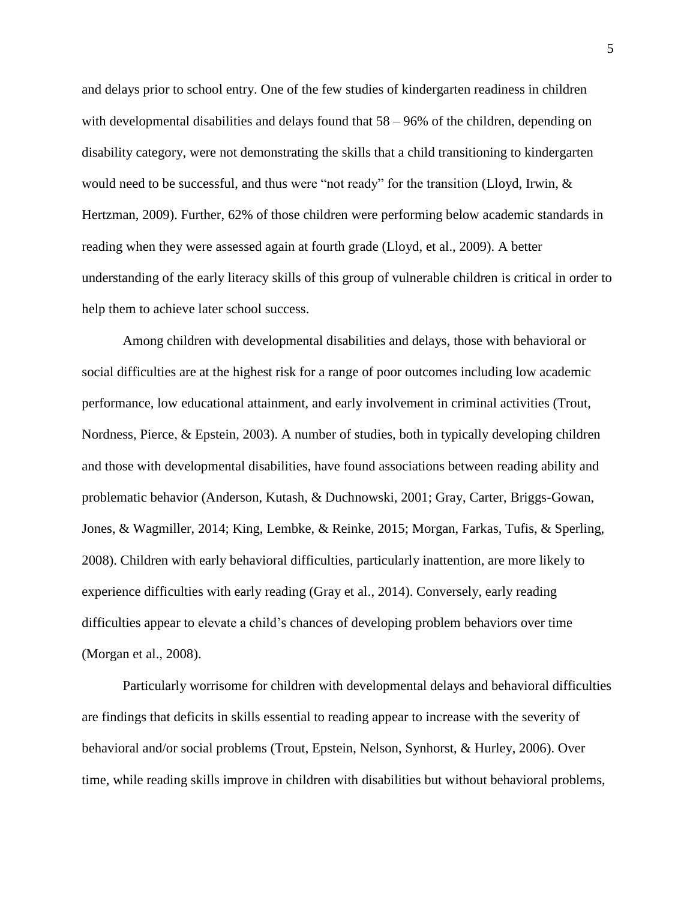and delays prior to school entry. One of the few studies of kindergarten readiness in children with developmental disabilities and delays found that 58 – 96% of the children, depending on disability category, were not demonstrating the skills that a child transitioning to kindergarten would need to be successful, and thus were "not ready" for the transition (Lloyd, Irwin, & Hertzman, 2009). Further, 62% of those children were performing below academic standards in reading when they were assessed again at fourth grade (Lloyd, et al., 2009). A better understanding of the early literacy skills of this group of vulnerable children is critical in order to help them to achieve later school success.

Among children with developmental disabilities and delays, those with behavioral or social difficulties are at the highest risk for a range of poor outcomes including low academic performance, low educational attainment, and early involvement in criminal activities (Trout, Nordness, Pierce, & Epstein, 2003). A number of studies, both in typically developing children and those with developmental disabilities, have found associations between reading ability and problematic behavior (Anderson, Kutash, & Duchnowski, 2001; Gray, Carter, Briggs-Gowan, Jones, & Wagmiller, 2014; King, Lembke, & Reinke, 2015; Morgan, Farkas, Tufis, & Sperling, 2008). Children with early behavioral difficulties, particularly inattention, are more likely to experience difficulties with early reading (Gray et al., 2014). Conversely, early reading difficulties appear to elevate a child's chances of developing problem behaviors over time (Morgan et al., 2008).

Particularly worrisome for children with developmental delays and behavioral difficulties are findings that deficits in skills essential to reading appear to increase with the severity of behavioral and/or social problems (Trout, Epstein, Nelson, Synhorst, & Hurley, 2006). Over time, while reading skills improve in children with disabilities but without behavioral problems,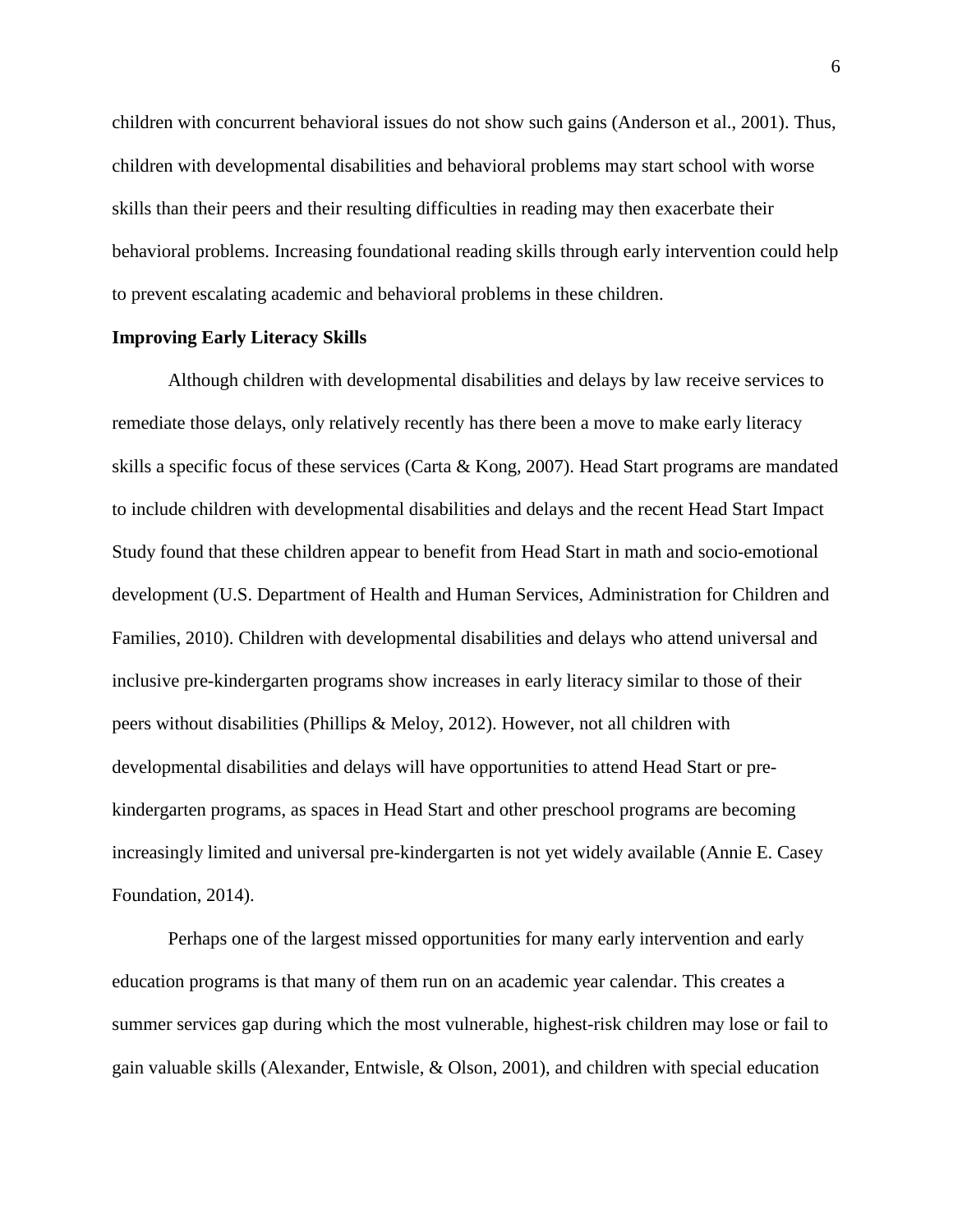children with concurrent behavioral issues do not show such gains (Anderson et al., 2001). Thus, children with developmental disabilities and behavioral problems may start school with worse skills than their peers and their resulting difficulties in reading may then exacerbate their behavioral problems. Increasing foundational reading skills through early intervention could help to prevent escalating academic and behavioral problems in these children.

**Improving Early Literacy Skills**

Although children with developmental disabilities and delays by law receive services to remediate those delays, only relatively recently has there been a move to make early literacy skills a specific focus of these services (Carta & Kong, 2007). Head Start programs are mandated to include children with developmental disabilities and delays and the recent Head Start Impact Study found that these children appear to benefit from Head Start in math and socio-emotional development (U.S. Department of Health and Human Services, Administration for Children and Families, 2010). Children with developmental disabilities and delays who attend universal and inclusive pre-kindergarten programs show increases in early literacy similar to those of their peers without disabilities (Phillips & Meloy, 2012). However, not all children with developmental disabilities and delays will have opportunities to attend Head Start or pre-kindergarten programs, as spaces in Head Start and other preschool programs are becoming increasingly limited and universal pre-kindergarten is not yet widely available (Annie E. Casey Foundation, 2014).

Perhaps one of the largest missed opportunities for many early intervention and early education programs is that many of them run on an academic year calendar. This creates a summer services gap during which the most vulnerable, highest-risk children may lose or fail to gain valuable skills (Alexander, Entwisle, & Olson, 2001), and children with special education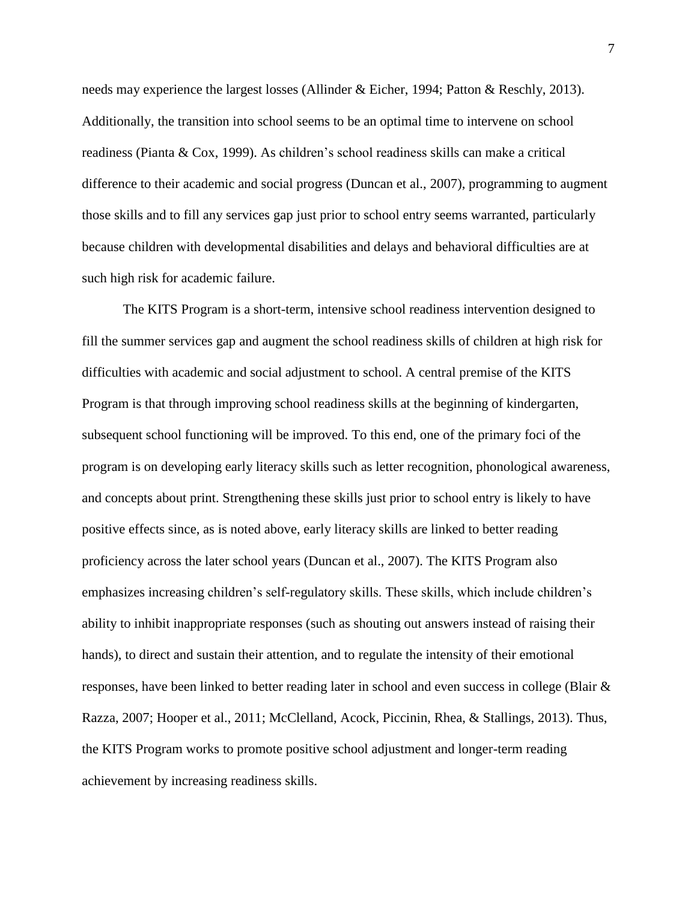needs may experience the largest losses (Allinder & Eicher, 1994; Patton & Reschly, 2013). Additionally, the transition into school seems to be an optimal time to intervene on school readiness (Pianta & Cox, 1999). As children's school readiness skills can make a critical difference to their academic and social progress (Duncan et al., 2007), programming to augment those skills and to fill any services gap just prior to school entry seems warranted, particularly because children with developmental disabilities and delays and behavioral difficulties are at such high risk for academic failure.

The KITS Program is a short-term, intensive school readiness intervention designed to fill the summer services gap and augment the school readiness skills of children at high risk for difficulties with academic and social adjustment to school. A central premise of the KITS Program is that through improving school readiness skills at the beginning of kindergarten, subsequent school functioning will be improved. To this end, one of the primary foci of the program is on developing early literacy skills such as letter recognition, phonological awareness, and concepts about print. Strengthening these skills just prior to school entry is likely to have positive effects since, as is noted above, early literacy skills are linked to better reading proficiency across the later school years (Duncan et al., 2007). The KITS Program also emphasizes increasing children's self-regulatory skills. These skills, which include children's ability to inhibit inappropriate responses (such as shouting out answers instead of raising their hands), to direct and sustain their attention, and to regulate the intensity of their emotional responses, have been linked to better reading later in school and even success in college (Blair & Razza, 2007; Hooper et al., 2011; McClelland, Acock, Piccinin, Rhea, & Stallings, 2013). Thus, the KITS Program works to promote positive school adjustment and longer-term reading achievement by increasing readiness skills.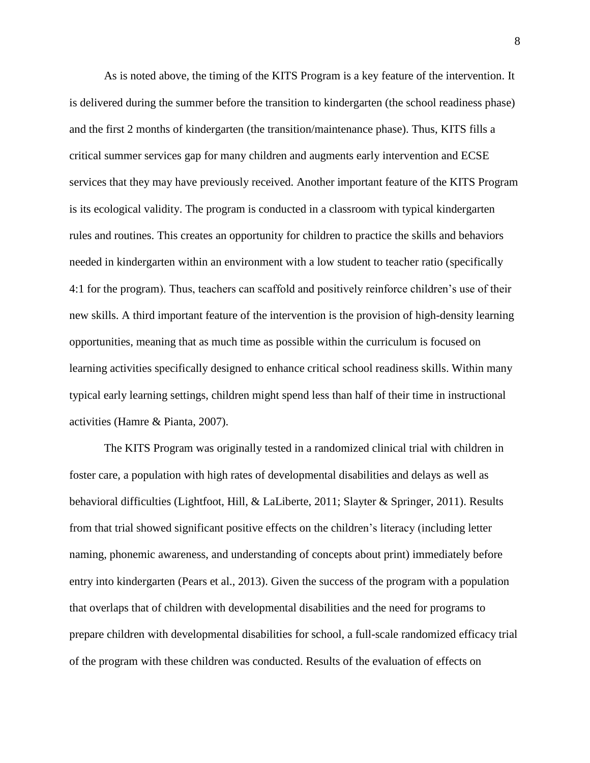As is noted above, the timing of the KITS Program is a key feature of the intervention. It is delivered during the summer before the transition to kindergarten (the school readiness phase) and the first 2 months of kindergarten (the transition/maintenance phase). Thus, KITS fills a critical summer services gap for many children and augments early intervention and ECSE services that they may have previously received. Another important feature of the KITS Program is its ecological validity. The program is conducted in a classroom with typical kindergarten rules and routines. This creates an opportunity for children to practice the skills and behaviors needed in kindergarten within an environment with a low student to teacher ratio (specifically 4:1 for the program). Thus, teachers can scaffold and positively reinforce children's use of their new skills. A third important feature of the intervention is the provision of high-density learning opportunities, meaning that as much time as possible within the curriculum is focused on learning activities specifically designed to enhance critical school readiness skills. Within many typical early learning settings, children might spend less than half of their time in instructional activities (Hamre & Pianta, 2007).

The KITS Program was originally tested in a randomized clinical trial with children in foster care, a population with high rates of developmental disabilities and delays as well as behavioral difficulties (Lightfoot, Hill, & LaLiberte, 2011; Slayter & Springer, 2011). Results from that trial showed significant positive effects on the children's literacy (including letter naming, phonemic awareness, and understanding of concepts about print) immediately before entry into kindergarten (Pears et al., 2013). Given the success of the program with a population that overlaps that of children with developmental disabilities and the need for programs to prepare children with developmental disabilities for school, a full-scale randomized efficacy trial of the program with these children was conducted. Results of the evaluation of effects on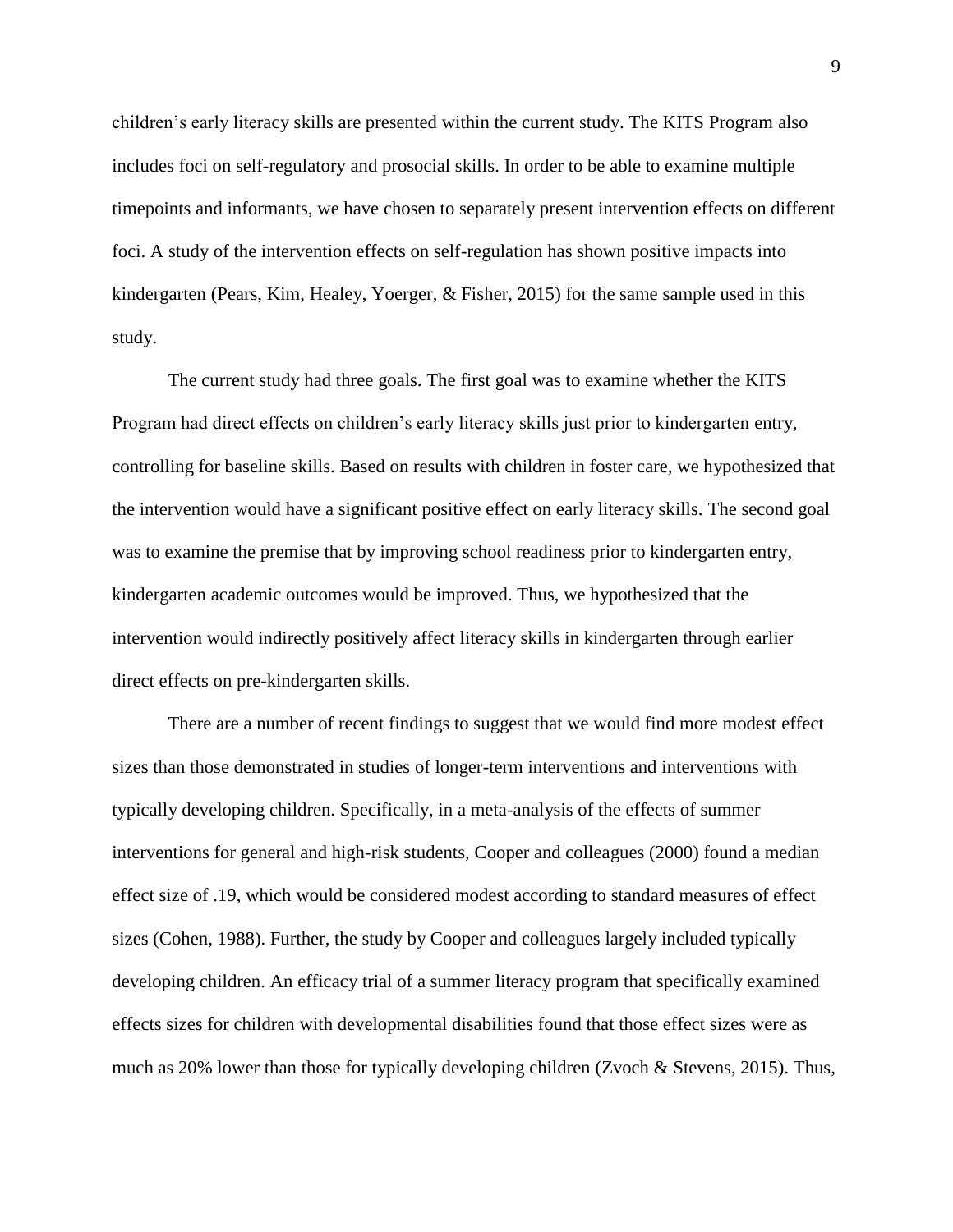children's early literacy skills are presented within the current study. The KITS Program also includes foci on self-regulatory and prosocial skills. In order to be able to examine multiple timepoints and informants, we have chosen to separately present intervention effects on different foci. A study of the intervention effects on self-regulation has shown positive impacts into kindergarten (Pears, Kim, Healey, Yoerger, & Fisher, 2015) for the same sample used in this study.

The current study had three goals. The first goal was to examine whether the KITS Program had direct effects on children's early literacy skills just prior to kindergarten entry, controlling for baseline skills. Based on results with children in foster care, we hypothesized that the intervention would have a significant positive effect on early literacy skills. The second goal was to examine the premise that by improving school readiness prior to kindergarten entry, kindergarten academic outcomes would be improved. Thus, we hypothesized that the intervention would indirectly positively affect literacy skills in kindergarten through earlier direct effects on pre-kindergarten skills.

There are a number of recent findings to suggest that we would find more modest effect sizes than those demonstrated in studies of longer-term interventions and interventions with typically developing children. Specifically, in a meta-analysis of the effects of summer interventions for general and high-risk students, Cooper and colleagues (2000) found a median effect size of .19, which would be considered modest according to standard measures of effect sizes (Cohen, 1988). Further, the study by Cooper and colleagues largely included typically developing children. An efficacy trial of a summer literacy program that specifically examined effects sizes for children with developmental disabilities found that those effect sizes were as much as 20% lower than those for typically developing children (Zvoch & Stevens, 2015). Thus,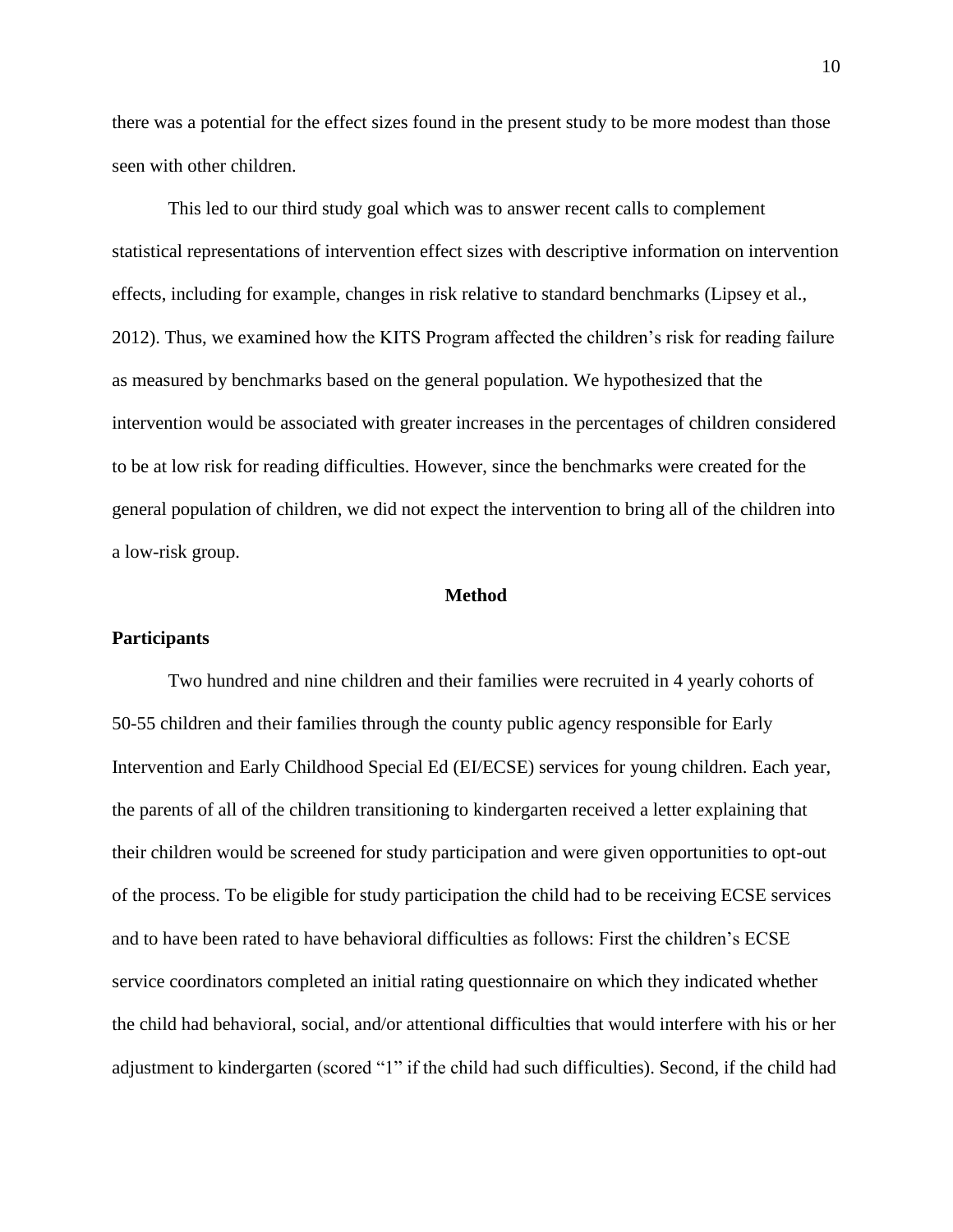there was a potential for the effect sizes found in the present study to be more modest than those seen with other children.

This led to our third study goal which was to answer recent calls to complement statistical representations of intervention effect sizes with descriptive information on intervention effects, including for example, changes in risk relative to standard benchmarks (Lipsey et al., 2012). Thus, we examined how the KITS Program affected the children's risk for reading failure as measured by benchmarks based on the general population. We hypothesized that the intervention would be associated with greater increases in the percentages of children considered to be at low risk for reading difficulties. However, since the benchmarks were created for the general population of children, we did not expect the intervention to bring all of the children into a low-risk group.

## Method

### Participants

Two hundred and nine children and their families were recruited in 4 yearly cohorts of 50-55 children and their families through the county public agency responsible for Early Intervention and Early Childhood Special Ed (EI/ECSE) services for young children. Each year, the parents of all of the children transitioning to kindergarten received a letter explaining that their children would be screened for study participation and were given opportunities to opt-out of the process. To be eligible for study participation the child had to be receiving ECSE services and to have been rated to have behavioral difficulties as follows: First the children's ECSE service coordinators completed an initial rating questionnaire on which they indicated whether the child had behavioral, social, and/or attentional difficulties that would interfere with his or her adjustment to kindergarten (scored "1" if the child had such difficulties). Second, if the child had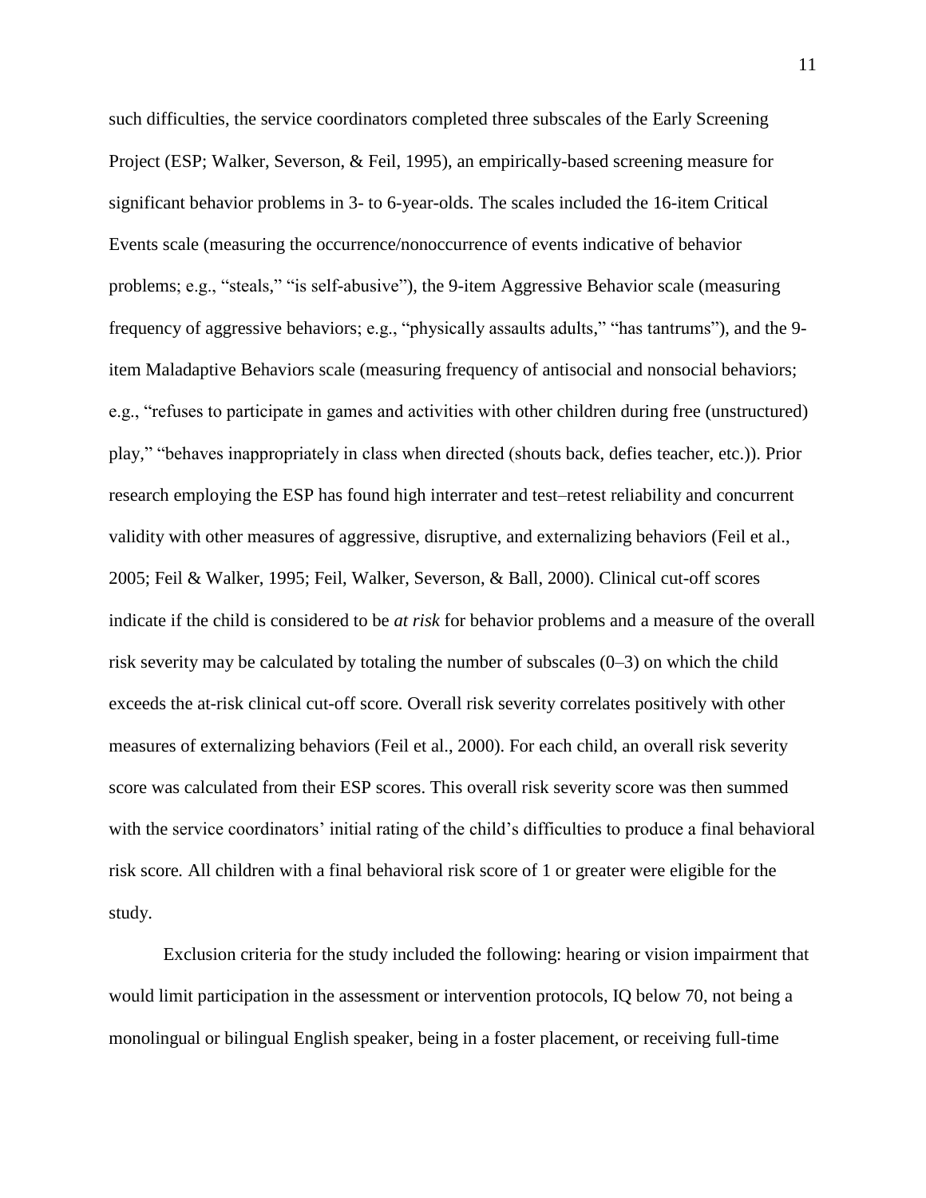such difficulties, the service coordinators completed three subscales of the Early Screening Project (ESP; Walker, Severson, & Feil, 1995), an empirically-based screening measure for significant behavior problems in 3- to 6-year-olds. The scales included the 16-item Critical Events scale (measuring the occurrence/nonoccurrence of events indicative of behavior problems; e.g., "steals," "is self-abusive"), the 9-item Aggressive Behavior scale (measuring frequency of aggressive behaviors; e.g., "physically assaults adults," "has tantrums"), and the 9-item Maladaptive Behaviors scale (measuring frequency of antisocial and nonsocial behaviors; e.g., "refuses to participate in games and activities with other children during free (unstructured) play," "behaves inappropriately in class when directed (shouts back, defies teacher, etc.)). Prior research employing the ESP has found high interrater and test–retest reliability and concurrent validity with other measures of aggressive, disruptive, and externalizing behaviors (Feil et al., 2005; Feil & Walker, 1995; Feil, Walker, Severson, & Ball, 2000). Clinical cut-off scores indicate if the child is considered to be *at risk* for behavior problems and a measure of the overall risk severity may be calculated by totaling the number of subscales (0–3) on which the child exceeds the at-risk clinical cut-off score. Overall risk severity correlates positively with other measures of externalizing behaviors (Feil et al., 2000). For each child, an overall risk severity score was calculated from their ESP scores. This overall risk severity score was then summed with the service coordinators' initial rating of the child's difficulties to produce a final behavioral risk score. All children with a final behavioral risk score of 1 or greater were eligible for the study.

Exclusion criteria for the study included the following: hearing or vision impairment that would limit participation in the assessment or intervention protocols, IQ below 70, not being a monolingual or bilingual English speaker, being in a foster placement, or receiving full-time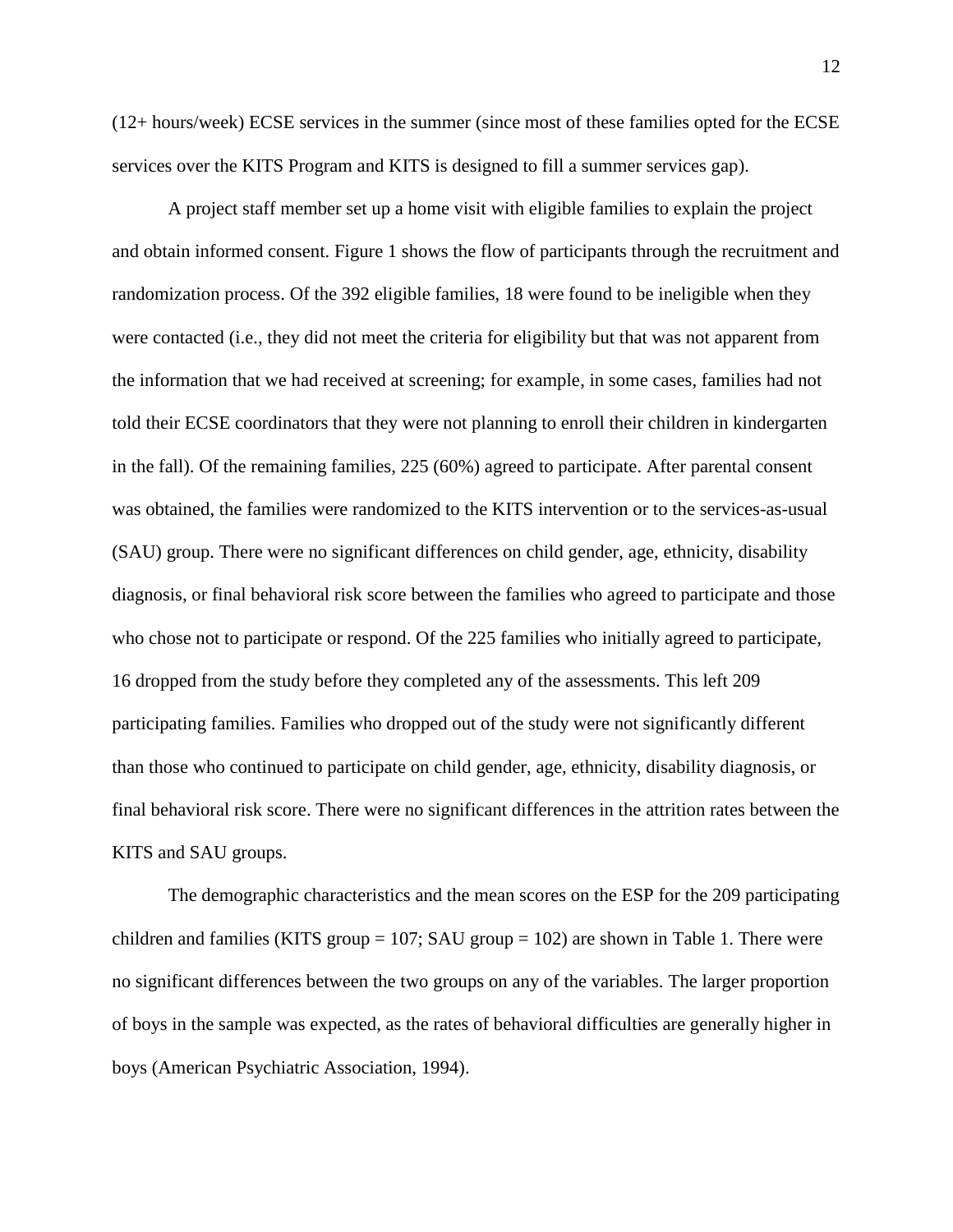(12+ hours/week) ECSE services in the summer (since most of these families opted for the ECSE services over the KITS Program and KITS is designed to fill a summer services gap).

A project staff member set up a home visit with eligible families to explain the project and obtain informed consent. Figure 1 shows the flow of participants through the recruitment and randomization process. Of the 392 eligible families, 18 were found to be ineligible when they were contacted (i.e., they did not meet the criteria for eligibility but that was not apparent from the information that we had received at screening; for example, in some cases, families had not told their ECSE coordinators that they were not planning to enroll their children in kindergarten in the fall). Of the remaining families, 225 (60%) agreed to participate. After parental consent was obtained, the families were randomized to the KITS intervention or to the services-as-usual (SAU) group. There were no significant differences on child gender, age, ethnicity, disability diagnosis, or final behavioral risk score between the families who agreed to participate and those who chose not to participate or respond. Of the 225 families who initially agreed to participate, 16 dropped from the study before they completed any of the assessments. This left 209 participating families. Families who dropped out of the study were not significantly different than those who continued to participate on child gender, age, ethnicity, disability diagnosis, or final behavioral risk score. There were no significant differences in the attrition rates between the KITS and SAU groups.

The demographic characteristics and the mean scores on the ESP for the 209 participating children and families (KITS group = 107; SAU group = 102) are shown in Table 1. There were no significant differences between the two groups on any of the variables. The larger proportion of boys in the sample was expected, as the rates of behavioral difficulties are generally higher in boys (American Psychiatric Association, 1994).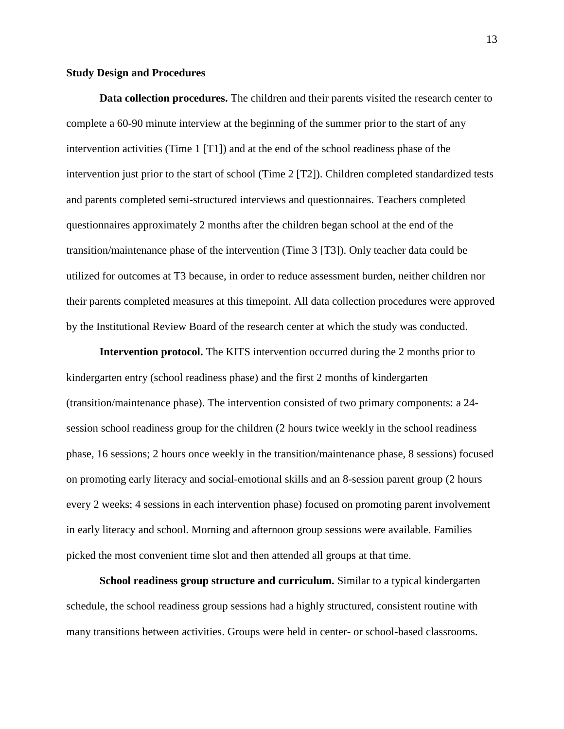## Study Design and Procedures

**Data collection procedures.** The children and their parents visited the research center to complete a 60-90 minute interview at the beginning of the summer prior to the start of any intervention activities (Time 1 [T1]) and at the end of the school readiness phase of the intervention just prior to the start of school (Time 2 [T2]). Children completed standardized tests and parents completed semi-structured interviews and questionnaires. Teachers completed questionnaires approximately 2 months after the children began school at the end of the transition/maintenance phase of the intervention (Time 3 [T3]). Only teacher data could be utilized for outcomes at T3 because, in order to reduce assessment burden, neither children nor their parents completed measures at this timepoint. All data collection procedures were approved by the Institutional Review Board of the research center at which the study was conducted.

**Intervention protocol.** The KITS intervention occurred during the 2 months prior to kindergarten entry (school readiness phase) and the first 2 months of kindergarten (transition/maintenance phase). The intervention consisted of two primary components: a 24-session school readiness group for the children (2 hours twice weekly in the school readiness phase, 16 sessions; 2 hours once weekly in the transition/maintenance phase, 8 sessions) focused on promoting early literacy and social-emotional skills and an 8-session parent group (2 hours every 2 weeks; 4 sessions in each intervention phase) focused on promoting parent involvement in early literacy and school. Morning and afternoon group sessions were available. Families picked the most convenient time slot and then attended all groups at that time.

**School readiness group structure and curriculum.** Similar to a typical kindergarten schedule, the school readiness group sessions had a highly structured, consistent routine with many transitions between activities. Groups were held in center- or school-based classrooms.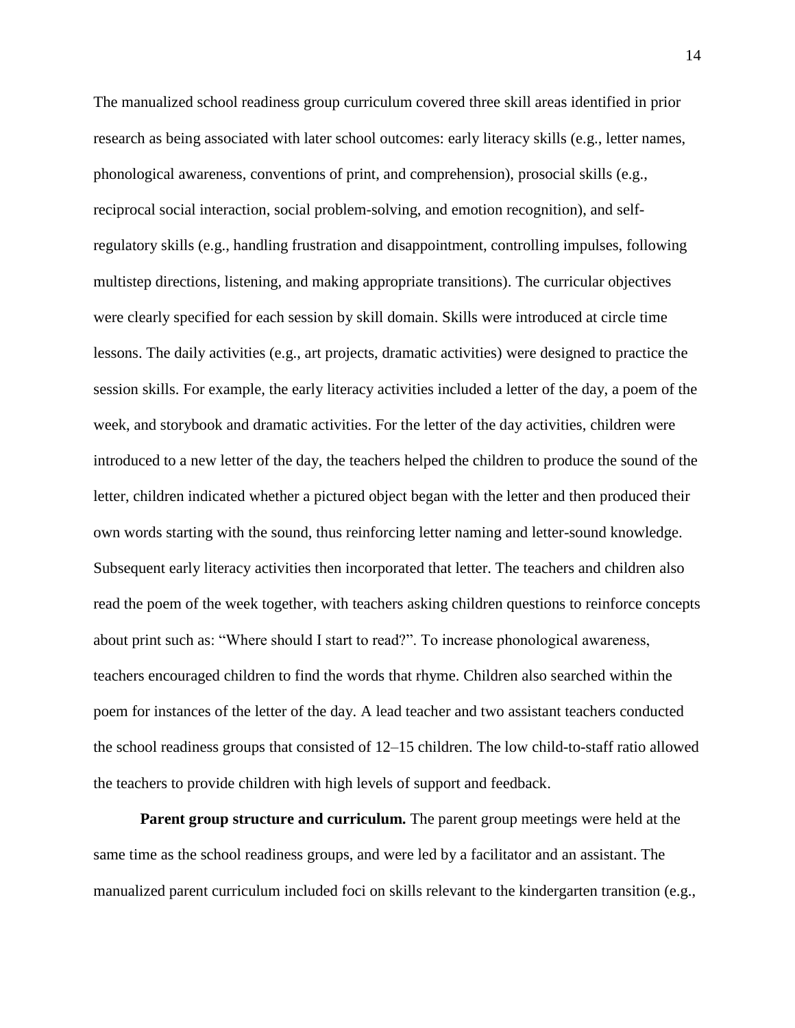The manualized school readiness group curriculum covered three skill areas identified in prior research as being associated with later school outcomes: early literacy skills (e.g., letter names, phonological awareness, conventions of print, and comprehension), prosocial skills (e.g., reciprocal social interaction, social problem-solving, and emotion recognition), and self-regulatory skills (e.g., handling frustration and disappointment, controlling impulses, following multistep directions, listening, and making appropriate transitions). The curricular objectives were clearly specified for each session by skill domain. Skills were introduced at circle time lessons. The daily activities (e.g., art projects, dramatic activities) were designed to practice the session skills. For example, the early literacy activities included a letter of the day, a poem of the week, and storybook and dramatic activities. For the letter of the day activities, children were introduced to a new letter of the day, the teachers helped the children to produce the sound of the letter, children indicated whether a pictured object began with the letter and then produced their own words starting with the sound, thus reinforcing letter naming and letter-sound knowledge. Subsequent early literacy activities then incorporated that letter. The teachers and children also read the poem of the week together, with teachers asking children questions to reinforce concepts about print such as: "Where should I start to read?". To increase phonological awareness, teachers encouraged children to find the words that rhyme. Children also searched within the poem for instances of the letter of the day. A lead teacher and two assistant teachers conducted the school readiness groups that consisted of 12–15 children. The low child-to-staff ratio allowed the teachers to provide children with high levels of support and feedback.

**Parent group structure and curriculum.** The parent group meetings were held at the same time as the school readiness groups, and were led by a facilitator and an assistant. The manualized parent curriculum included foci on skills relevant to the kindergarten transition (e.g.,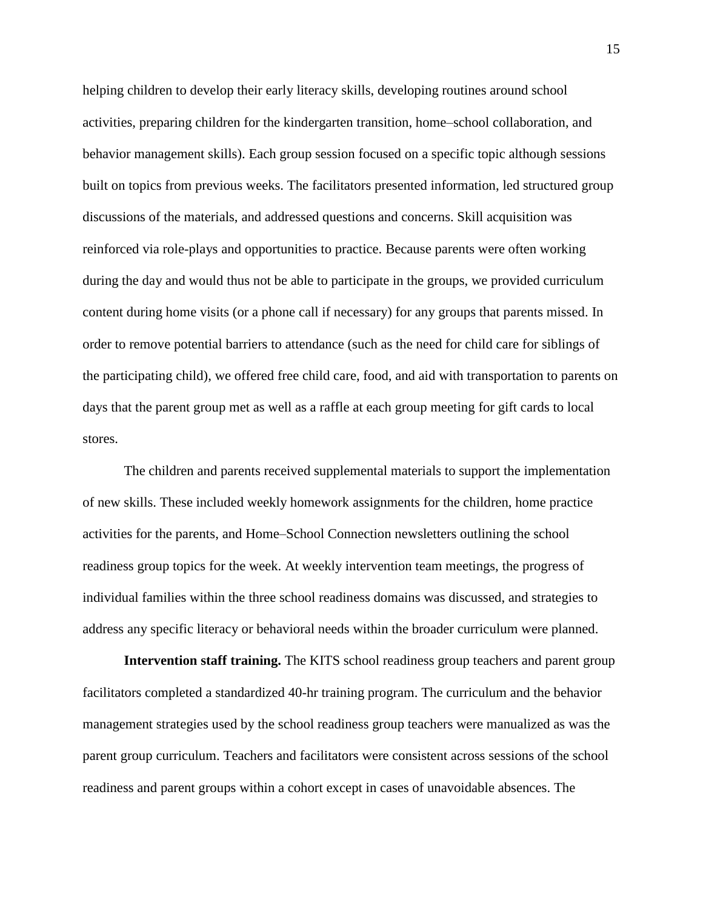helping children to develop their early literacy skills, developing routines around school activities, preparing children for the kindergarten transition, home–school collaboration, and behavior management skills). Each group session focused on a specific topic although sessions built on topics from previous weeks. The facilitators presented information, led structured group discussions of the materials, and addressed questions and concerns. Skill acquisition was reinforced via role-plays and opportunities to practice. Because parents were often working during the day and would thus not be able to participate in the groups, we provided curriculum content during home visits (or a phone call if necessary) for any groups that parents missed. In order to remove potential barriers to attendance (such as the need for child care for siblings of the participating child), we offered free child care, food, and aid with transportation to parents on days that the parent group met as well as a raffle at each group meeting for gift cards to local stores.

The children and parents received supplemental materials to support the implementation of new skills. These included weekly homework assignments for the children, home practice activities for the parents, and Home–School Connection newsletters outlining the school readiness group topics for the week. At weekly intervention team meetings, the progress of individual families within the three school readiness domains was discussed, and strategies to address any specific literacy or behavioral needs within the broader curriculum were planned.

**Intervention staff training.** The KITS school readiness group teachers and parent group facilitators completed a standardized 40-hr training program. The curriculum and the behavior management strategies used by the school readiness group teachers were manualized as was the parent group curriculum. Teachers and facilitators were consistent across sessions of the school readiness and parent groups within a cohort except in cases of unavoidable absences. The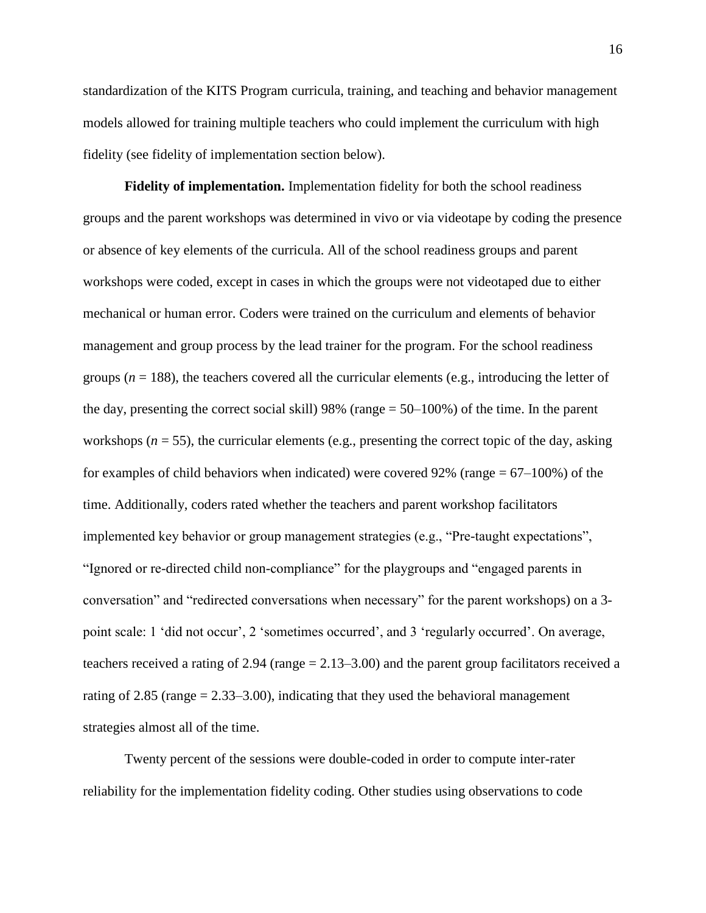standardization of the KITS Program curricula, training, and teaching and behavior management models allowed for training multiple teachers who could implement the curriculum with high fidelity (see fidelity of implementation section below).

**Fidelity of implementation.** Implementation fidelity for both the school readiness groups and the parent workshops was determined in vivo or via videotape by coding the presence or absence of key elements of the curricula. All of the school readiness groups and parent workshops were coded, except in cases in which the groups were not videotaped due to either mechanical or human error. Coders were trained on the curriculum and elements of behavior management and group process by the lead trainer for the program. For the school readiness groups ($n = 188$), the teachers covered all the curricular elements (e.g., introducing the letter of the day, presenting the correct social skill) 98% (range = 50–100%) of the time. In the parent workshops ($n = 55$), the curricular elements (e.g., presenting the correct topic of the day, asking for examples of child behaviors when indicated) were covered 92% (range = 67–100%) of the time. Additionally, coders rated whether the teachers and parent workshop facilitators implemented key behavior or group management strategies (e.g., "Pre-taught expectations", "Ignored or re-directed child non-compliance" for the playgroups and "engaged parents in conversation" and "redirected conversations when necessary" for the parent workshops) on a 3-point scale: 1 'did not occur', 2 'sometimes occurred', and 3 'regularly occurred'. On average, teachers received a rating of 2.94 (range = 2.13–3.00) and the parent group facilitators received a rating of 2.85 (range = 2.33–3.00), indicating that they used the behavioral management strategies almost all of the time.

Twenty percent of the sessions were double-coded in order to compute inter-rater reliability for the implementation fidelity coding. Other studies using observations to code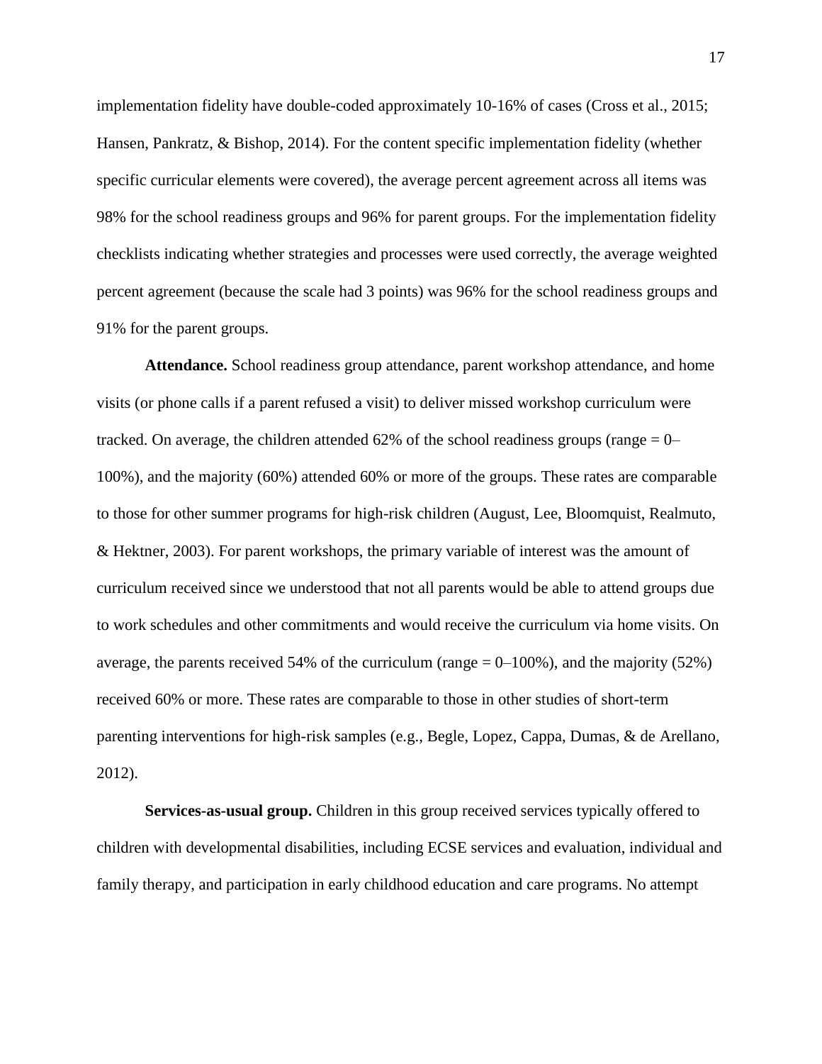implementation fidelity have double-coded approximately 10-16% of cases (Cross et al., 2015; Hansen, Pankratz, & Bishop, 2014). For the content specific implementation fidelity (whether specific curricular elements were covered), the average percent agreement across all items was 98% for the school readiness groups and 96% for parent groups. For the implementation fidelity checklists indicating whether strategies and processes were used correctly, the average weighted percent agreement (because the scale had 3 points) was 96% for the school readiness groups and 91% for the parent groups.

**Attendance.** School readiness group attendance, parent workshop attendance, and home visits (or phone calls if a parent refused a visit) to deliver missed workshop curriculum were tracked. On average, the children attended 62% of the school readiness groups (range = 0–100%), and the majority (60%) attended 60% or more of the groups. These rates are comparable to those for other summer programs for high-risk children (August, Lee, Bloomquist, Realmuto, & Hektner, 2003). For parent workshops, the primary variable of interest was the amount of curriculum received since we understood that not all parents would be able to attend groups due to work schedules and other commitments and would receive the curriculum via home visits. On average, the parents received 54% of the curriculum (range = 0–100%), and the majority (52%) received 60% or more. These rates are comparable to those in other studies of short-term parenting interventions for high-risk samples (e.g., Begle, Lopez, Cappa, Dumas, & de Arellano, 2012).

**Services-as-usual group.** Children in this group received services typically offered to children with developmental disabilities, including ECSE services and evaluation, individual and family therapy, and participation in early childhood education and care programs. No attempt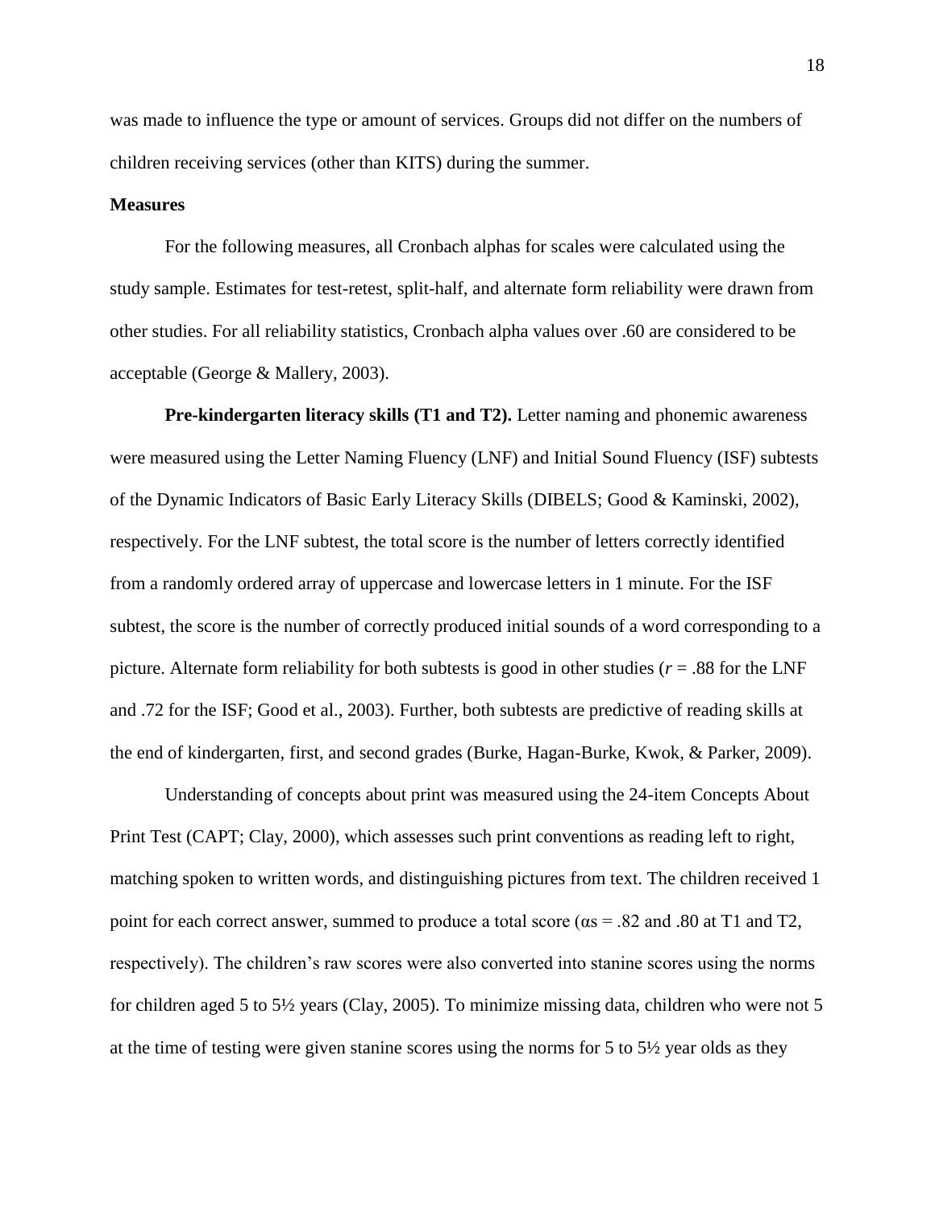was made to influence the type or amount of services. Groups did not differ on the numbers of children receiving services (other than KITS) during the summer.

## Measures

For the following measures, all Cronbach alphas for scales were calculated using the study sample. Estimates for test-retest, split-half, and alternate form reliability were drawn from other studies. For all reliability statistics, Cronbach alpha values over .60 are considered to be acceptable (George & Mallery, 2003).

**Pre-kindergarten literacy skills (T1 and T2).** Letter naming and phonemic awareness were measured using the Letter Naming Fluency (LNF) and Initial Sound Fluency (ISF) subtests of the Dynamic Indicators of Basic Early Literacy Skills (DIBELS; Good & Kaminski, 2002), respectively. For the LNF subtest, the total score is the number of letters correctly identified from a randomly ordered array of uppercase and lowercase letters in 1 minute. For the ISF subtest, the score is the number of correctly produced initial sounds of a word corresponding to a picture. Alternate form reliability for both subtests is good in other studies ($r$ = .88 for the LNF and .72 for the ISF; Good et al., 2003). Further, both subtests are predictive of reading skills at the end of kindergarten, first, and second grades (Burke, Hagan-Burke, Kwok, & Parker, 2009).

Understanding of concepts about print was measured using the 24-item Concepts About Print Test (CAPT; Clay, 2000), which assesses such print conventions as reading left to right, matching spoken to written words, and distinguishing pictures from text. The children received 1 point for each correct answer, summed to produce a total score ($\alpha$s = .82 and .80 at T1 and T2, respectively). The children's raw scores were also converted into stanine scores using the norms for children aged 5 to 5½ years (Clay, 2005). To minimize missing data, children who were not 5 at the time of testing were given stanine scores using the norms for 5 to 5½ year olds as they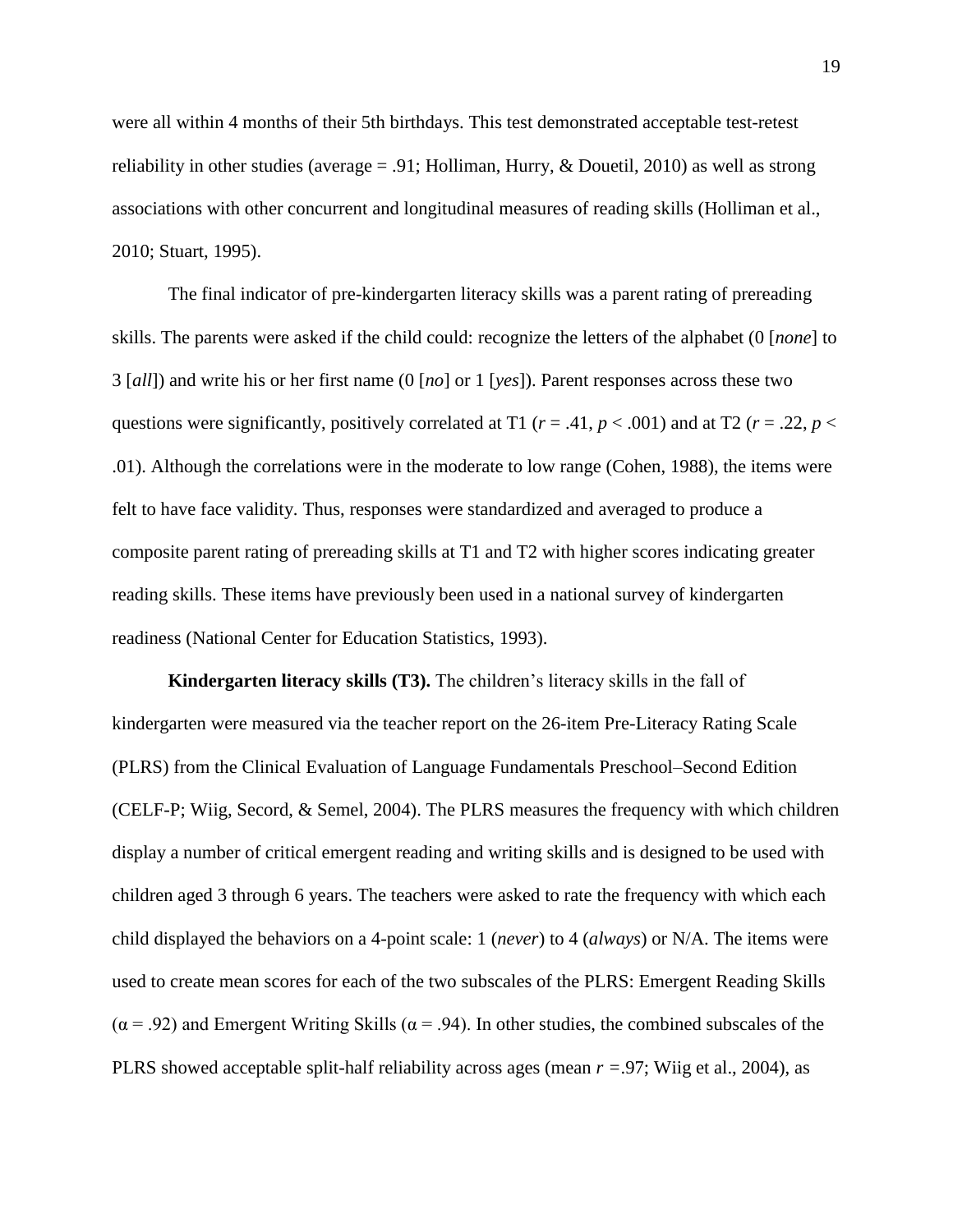were all within 4 months of their 5th birthdays. This test demonstrated acceptable test-retest reliability in other studies (average = .91; Holliman, Hurry, & Douetil, 2010) as well as strong associations with other concurrent and longitudinal measures of reading skills (Holliman et al., 2010; Stuart, 1995).

The final indicator of pre-kindergarten literacy skills was a parent rating of prereading skills. The parents were asked if the child could: recognize the letters of the alphabet (0 [*none*] to 3 [*all*]) and write his or her first name (0 [*no*] or 1 [*yes*]). Parent responses across these two questions were significantly, positively correlated at T1 ($r = .41$, $p < .001$) and at T2 ($r = .22$, $p < .01$). Although the correlations were in the moderate to low range (Cohen, 1988), the items were felt to have face validity. Thus, responses were standardized and averaged to produce a composite parent rating of prereading skills at T1 and T2 with higher scores indicating greater reading skills. These items have previously been used in a national survey of kindergarten readiness (National Center for Education Statistics, 1993).

**Kindergarten literacy skills (T3).** The children's literacy skills in the fall of kindergarten were measured via the teacher report on the 26-item Pre-Literacy Rating Scale (PLRS) from the Clinical Evaluation of Language Fundamentals Preschool–Second Edition (CELF-P; Wiig, Secord, & Semel, 2004). The PLRS measures the frequency with which children display a number of critical emergent reading and writing skills and is designed to be used with children aged 3 through 6 years. The teachers were asked to rate the frequency with which each child displayed the behaviors on a 4-point scale: 1 (*never*) to 4 (*always*) or N/A. The items were used to create mean scores for each of the two subscales of the PLRS: Emergent Reading Skills ($\alpha = .92$) and Emergent Writing Skills ($\alpha = .94$). In other studies, the combined subscales of the PLRS showed acceptable split-half reliability across ages (mean $r = .97$; Wiig et al., 2004), as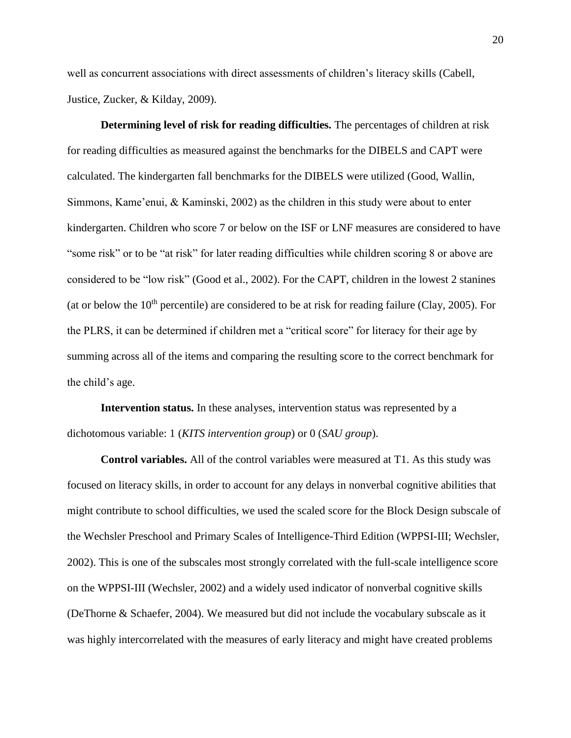well as concurrent associations with direct assessments of children's literacy skills (Cabell, Justice, Zucker, & Kilday, 2009).

**Determining level of risk for reading difficulties.** The percentages of children at risk for reading difficulties as measured against the benchmarks for the DIBELS and CAPT were calculated. The kindergarten fall benchmarks for the DIBELS were utilized (Good, Wallin, Simmons, Kame'enui, & Kaminski, 2002) as the children in this study were about to enter kindergarten. Children who score 7 or below on the ISF or LNF measures are considered to have "some risk" or to be "at risk" for later reading difficulties while children scoring 8 or above are considered to be "low risk" (Good et al., 2002). For the CAPT, children in the lowest 2 stanines (at or below the $10^{th}$ percentile) are considered to be at risk for reading failure (Clay, 2005). For the PLRS, it can be determined if children met a "critical score" for literacy for their age by summing across all of the items and comparing the resulting score to the correct benchmark for the child's age.

**Intervention status.** In these analyses, intervention status was represented by a dichotomous variable: 1 (*KITS intervention group*) or 0 (*SAU group*).

**Control variables.** All of the control variables were measured at T1. As this study was focused on literacy skills, in order to account for any delays in nonverbal cognitive abilities that might contribute to school difficulties, we used the scaled score for the Block Design subscale of the Wechsler Preschool and Primary Scales of Intelligence-Third Edition (WPPSI-III; Wechsler, 2002). This is one of the subscales most strongly correlated with the full-scale intelligence score on the WPPSI-III (Wechsler, 2002) and a widely used indicator of nonverbal cognitive skills (DeThorne & Schaefer, 2004). We measured but did not include the vocabulary subscale as it was highly intercorrelated with the measures of early literacy and might have created problems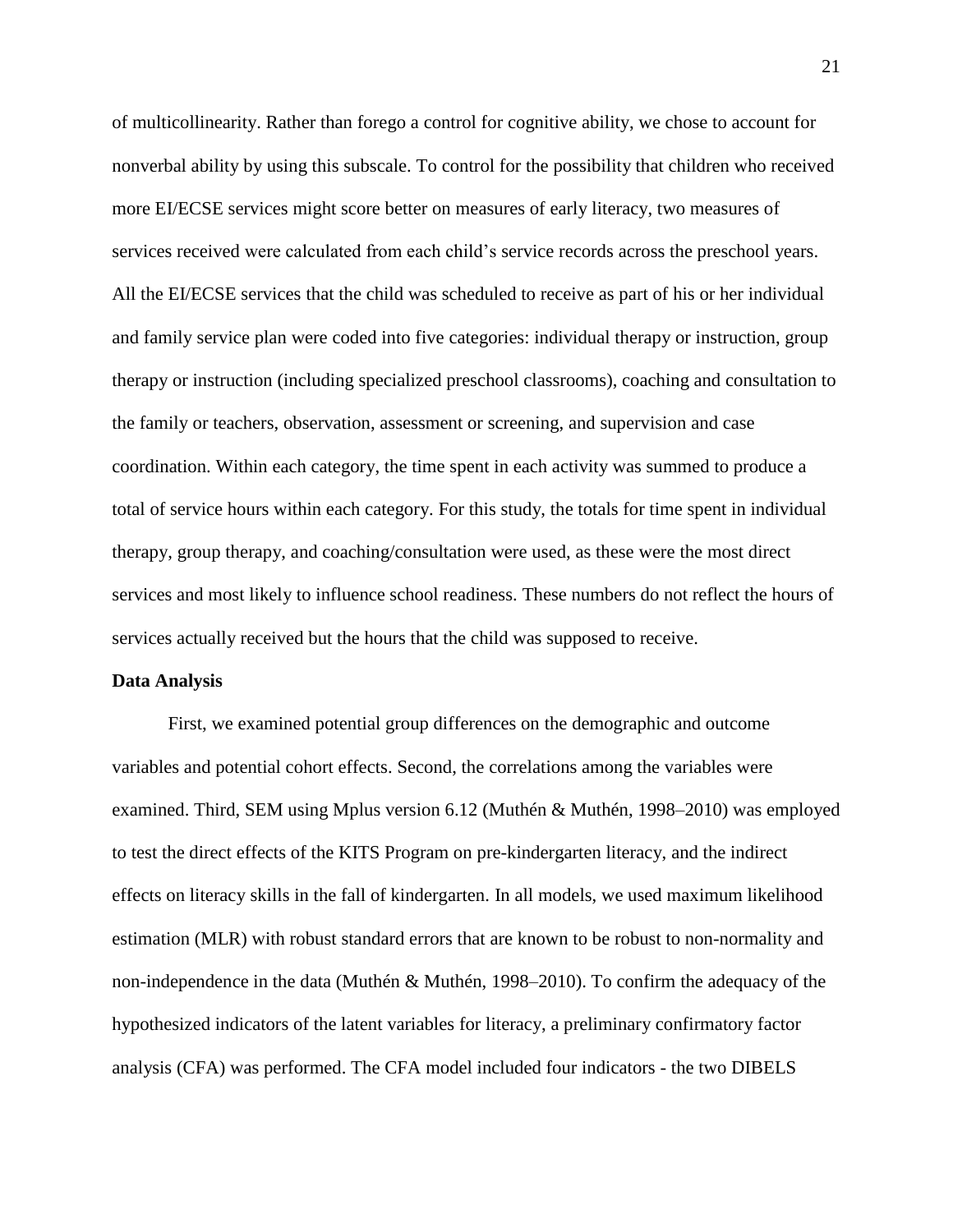of multicollinearity. Rather than forego a control for cognitive ability, we chose to account for nonverbal ability by using this subscale. To control for the possibility that children who received more EI/ECSE services might score better on measures of early literacy, two measures of services received were calculated from each child's service records across the preschool years. All the EI/ECSE services that the child was scheduled to receive as part of his or her individual and family service plan were coded into five categories: individual therapy or instruction, group therapy or instruction (including specialized preschool classrooms), coaching and consultation to the family or teachers, observation, assessment or screening, and supervision and case coordination. Within each category, the time spent in each activity was summed to produce a total of service hours within each category. For this study, the totals for time spent in individual therapy, group therapy, and coaching/consultation were used, as these were the most direct services and most likely to influence school readiness. These numbers do not reflect the hours of services actually received but the hours that the child was supposed to receive.

**Data Analysis**

First, we examined potential group differences on the demographic and outcome variables and potential cohort effects. Second, the correlations among the variables were examined. Third, SEM using Mplus version 6.12 (Muthén & Muthén, 1998–2010) was employed to test the direct effects of the KITS Program on pre-kindergarten literacy, and the indirect effects on literacy skills in the fall of kindergarten. In all models, we used maximum likelihood estimation (MLR) with robust standard errors that are known to be robust to non-normality and non-independence in the data (Muthén & Muthén, 1998–2010). To confirm the adequacy of the hypothesized indicators of the latent variables for literacy, a preliminary confirmatory factor analysis (CFA) was performed. The CFA model included four indicators - the two DIBELS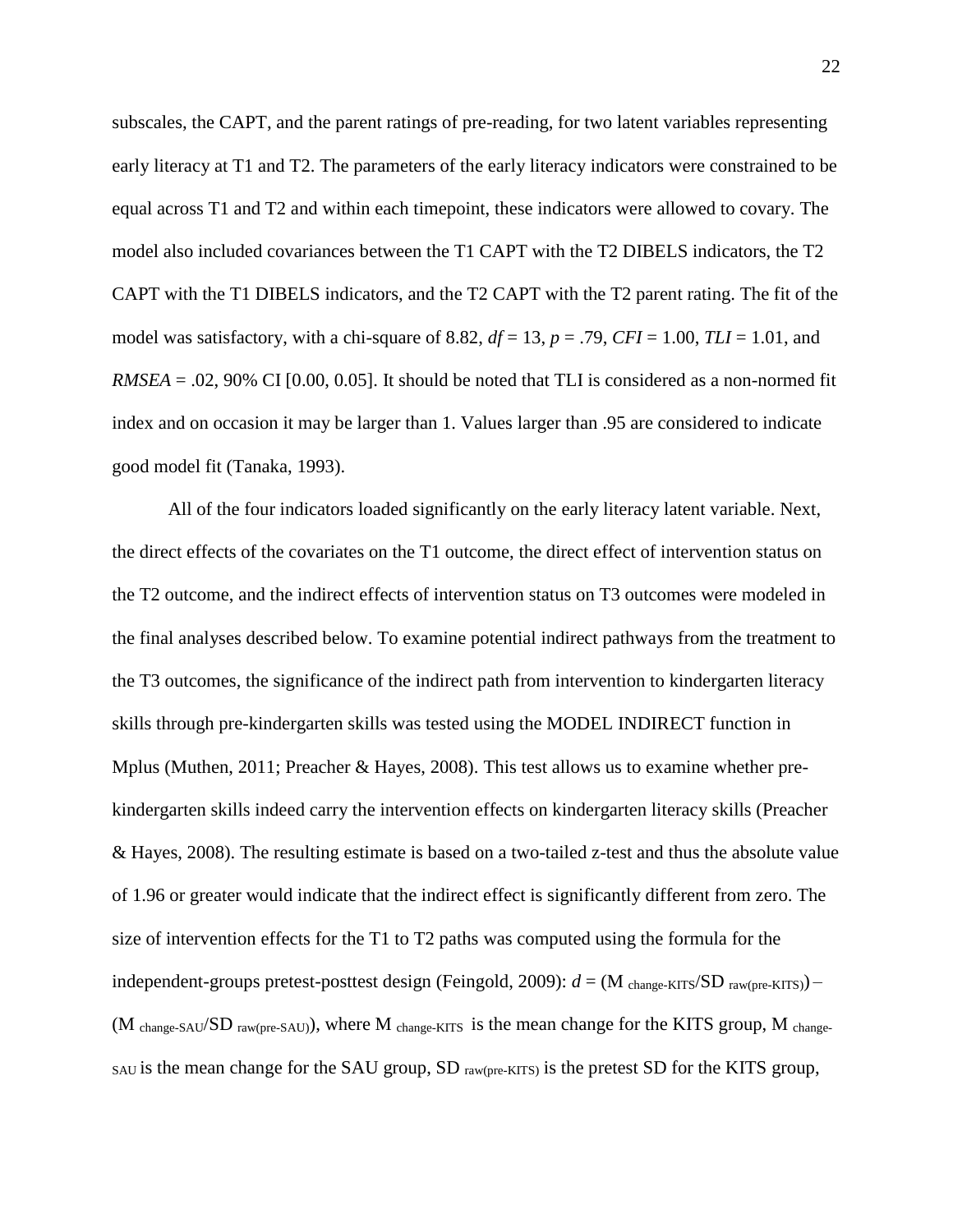subscales, the CAPT, and the parent ratings of pre-reading, for two latent variables representing early literacy at T1 and T2. The parameters of the early literacy indicators were constrained to be equal across T1 and T2 and within each timepoint, these indicators were allowed to covary. The model also included covariances between the T1 CAPT with the T2 DIBELS indicators, the T2 CAPT with the T1 DIBELS indicators, and the T2 CAPT with the T2 parent rating. The fit of the model was satisfactory, with a chi-square of 8.82, $df = 13$, $p = .79$, $CFI = 1.00$, $TLI = 1.01$, and $RMSEA = .02$, 90% CI [0.00, 0.05]. It should be noted that TLI is considered as a non-normed fit index and on occasion it may be larger than 1. Values larger than .95 are considered to indicate good model fit (Tanaka, 1993).

All of the four indicators loaded significantly on the early literacy latent variable. Next, the direct effects of the covariates on the T1 outcome, the direct effect of intervention status on the T2 outcome, and the indirect effects of intervention status on T3 outcomes were modeled in the final analyses described below. To examine potential indirect pathways from the treatment to the T3 outcomes, the significance of the indirect path from intervention to kindergarten literacy skills through pre-kindergarten skills was tested using the MODEL INDIRECT function in Mplus (Muthen, 2011; Preacher & Hayes, 2008). This test allows us to examine whether pre-kindergarten skills indeed carry the intervention effects on kindergarten literacy skills (Preacher & Hayes, 2008). The resulting estimate is based on a two-tailed z-test and thus the absolute value of 1.96 or greater would indicate that the indirect effect is significantly different from zero. The size of intervention effects for the T1 to T2 paths was computed using the formula for the independent-groups pretest-posttest design (Feingold, 2009): $d = (M_{\text{change-KITS}}/SD_{\text{raw(pre-KITS)}}) - (M_{\text{change-SAU}}/SD_{\text{raw(pre-SAU)}})$, where $M_{\text{change-KITS}}$ is the mean change for the KITS group, $M_{\text{change-SAU}}$ is the mean change for the SAU group, $SD_{\text{raw(pre-KITS)}}$ is the pretest SD for the KITS group,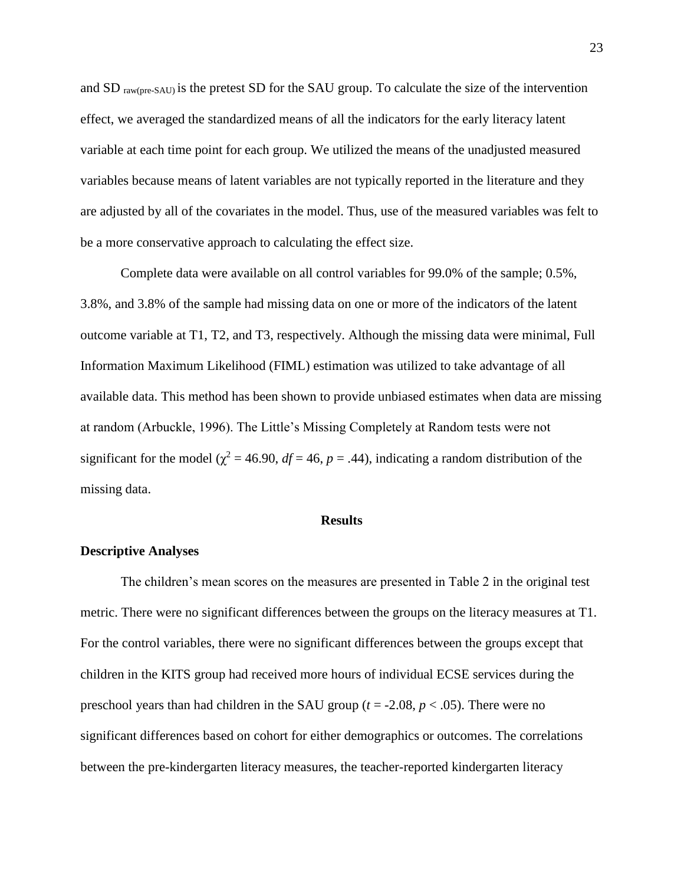and SD $_{raw(pre-SAU)}$ is the pretest SD for the SAU group. To calculate the size of the intervention effect, we averaged the standardized means of all the indicators for the early literacy latent variable at each time point for each group. We utilized the means of the unadjusted measured variables because means of latent variables are not typically reported in the literature and they are adjusted by all of the covariates in the model. Thus, use of the measured variables was felt to be a more conservative approach to calculating the effect size.

Complete data were available on all control variables for 99.0% of the sample; 0.5%, 3.8%, and 3.8% of the sample had missing data on one or more of the indicators of the latent outcome variable at T1, T2, and T3, respectively. Although the missing data were minimal, Full Information Maximum Likelihood (FIML) estimation was utilized to take advantage of all available data. This method has been shown to provide unbiased estimates when data are missing at random (Arbuckle, 1996). The Little's Missing Completely at Random tests were not significant for the model ($\chi^2 = 46.90$, $df = 46$, $p = .44$), indicating a random distribution of the missing data.

## Results

### Descriptive Analyses

The children's mean scores on the measures are presented in Table 2 in the original test metric. There were no significant differences between the groups on the literacy measures at T1. For the control variables, there were no significant differences between the groups except that children in the KITS group had received more hours of individual ECSE services during the preschool years than had children in the SAU group ($t = -2.08$, $p < .05$). There were no significant differences based on cohort for either demographics or outcomes. The correlations between the pre-kindergarten literacy measures, the teacher-reported kindergarten literacy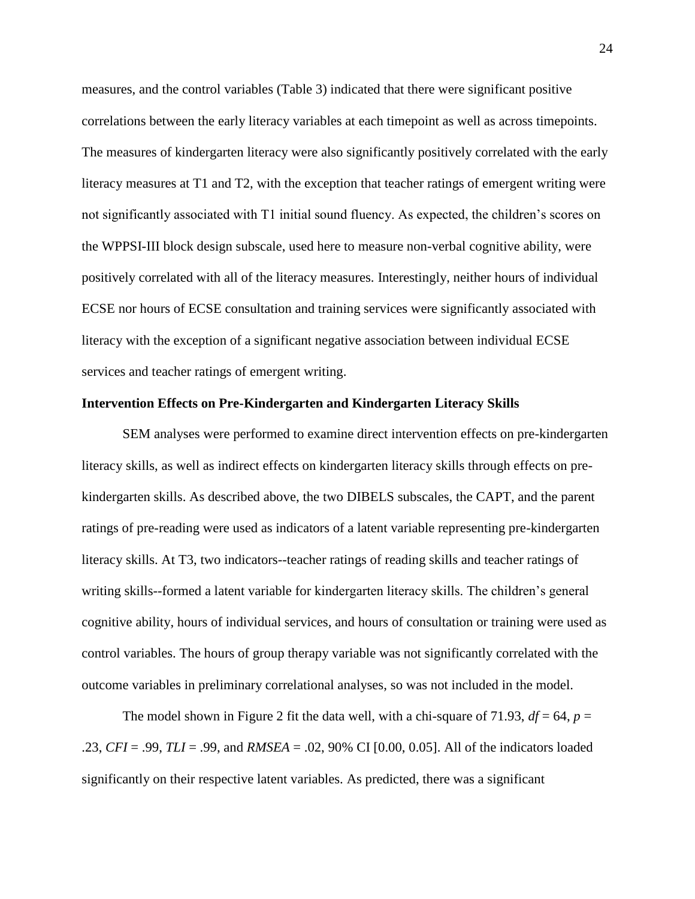measures, and the control variables (Table 3) indicated that there were significant positive correlations between the early literacy variables at each timepoint as well as across timepoints. The measures of kindergarten literacy were also significantly positively correlated with the early literacy measures at T1 and T2, with the exception that teacher ratings of emergent writing were not significantly associated with T1 initial sound fluency. As expected, the children's scores on the WPPSI-III block design subscale, used here to measure non-verbal cognitive ability, were positively correlated with all of the literacy measures. Interestingly, neither hours of individual ECSE nor hours of ECSE consultation and training services were significantly associated with literacy with the exception of a significant negative association between individual ECSE services and teacher ratings of emergent writing.

**Intervention Effects on Pre-Kindergarten and Kindergarten Literacy Skills**

SEM analyses were performed to examine direct intervention effects on pre-kindergarten literacy skills, as well as indirect effects on kindergarten literacy skills through effects on pre-kindergarten skills. As described above, the two DIBELS subscales, the CAPT, and the parent ratings of pre-reading were used as indicators of a latent variable representing pre-kindergarten literacy skills. At T3, two indicators--teacher ratings of reading skills and teacher ratings of writing skills--formed a latent variable for kindergarten literacy skills. The children's general cognitive ability, hours of individual services, and hours of consultation or training were used as control variables. The hours of group therapy variable was not significantly correlated with the outcome variables in preliminary correlational analyses, so was not included in the model.

The model shown in Figure 2 fit the data well, with a chi-square of 71.93, $df = 64$, $p = .23$, $CFI = .99$, $TLI = .99$, and $RMSEA = .02$, 90% CI [0.00, 0.05]. All of the indicators loaded significantly on their respective latent variables. As predicted, there was a significant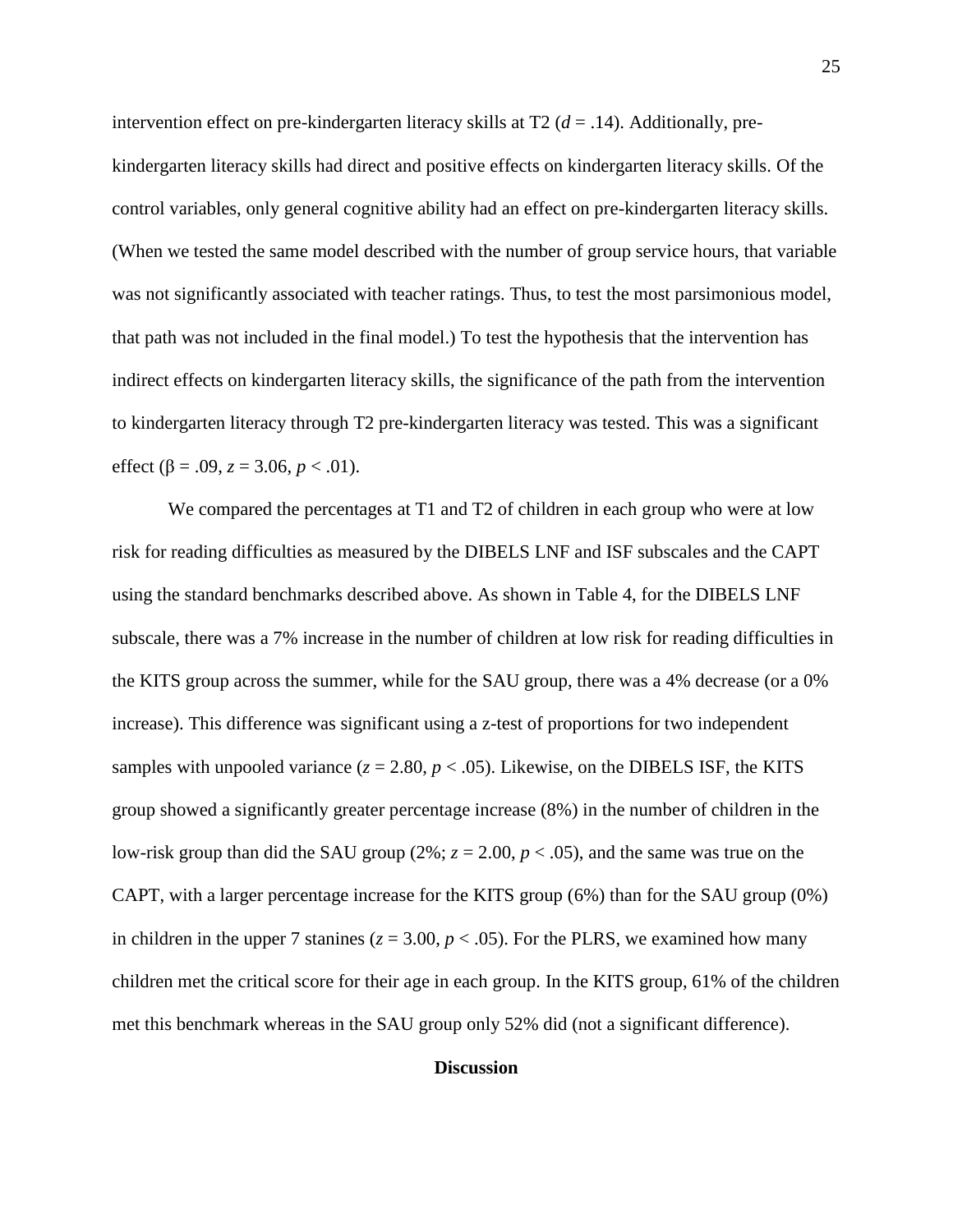intervention effect on pre-kindergarten literacy skills at T2 ($d = .14$). Additionally, pre-kindergarten literacy skills had direct and positive effects on kindergarten literacy skills. Of the control variables, only general cognitive ability had an effect on pre-kindergarten literacy skills. (When we tested the same model described with the number of group service hours, that variable was not significantly associated with teacher ratings. Thus, to test the most parsimonious model, that path was not included in the final model.) To test the hypothesis that the intervention has indirect effects on kindergarten literacy skills, the significance of the path from the intervention to kindergarten literacy through T2 pre-kindergarten literacy was tested. This was a significant effect ($\beta = .09$, $z = 3.06$, $p < .01$).

We compared the percentages at T1 and T2 of children in each group who were at low risk for reading difficulties as measured by the DIBELS LNF and ISF subscales and the CAPT using the standard benchmarks described above. As shown in Table 4, for the DIBELS LNF subscale, there was a 7% increase in the number of children at low risk for reading difficulties in the KITS group across the summer, while for the SAU group, there was a 4% decrease (or a 0% increase). This difference was significant using a z-test of proportions for two independent samples with unpooled variance ($z = 2.80$, $p < .05$). Likewise, on the DIBELS ISF, the KITS group showed a significantly greater percentage increase (8%) in the number of children in the low-risk group than did the SAU group (2%; $z = 2.00$, $p < .05$), and the same was true on the CAPT, with a larger percentage increase for the KITS group (6%) than for the SAU group (0%) in children in the upper 7 stanines ($z = 3.00$, $p < .05$). For the PLRS, we examined how many children met the critical score for their age in each group. In the KITS group, 61% of the children met this benchmark whereas in the SAU group only 52% did (not a significant difference).

## Discussion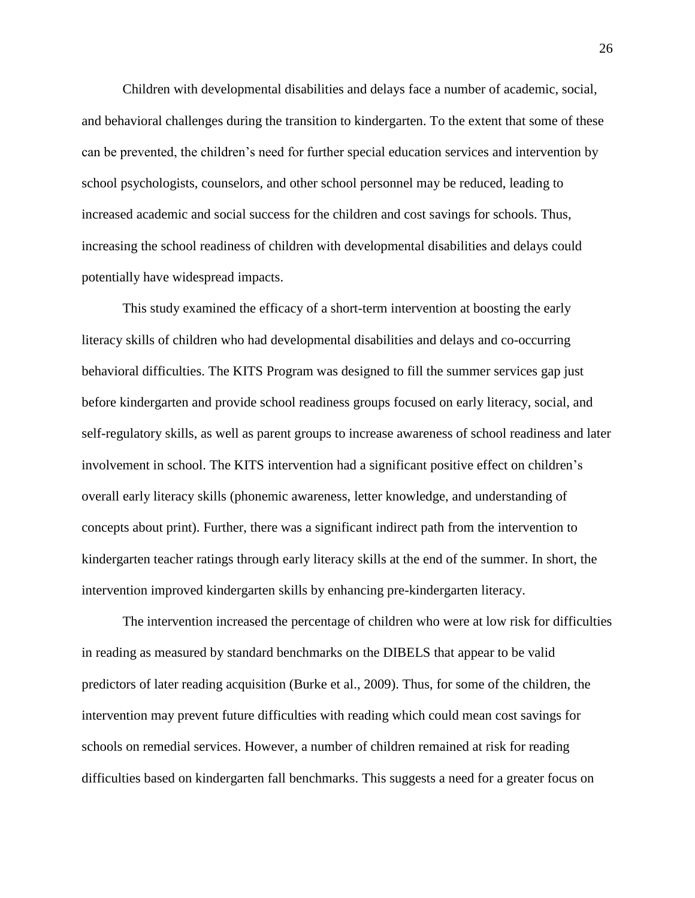Children with developmental disabilities and delays face a number of academic, social, and behavioral challenges during the transition to kindergarten. To the extent that some of these can be prevented, the children's need for further special education services and intervention by school psychologists, counselors, and other school personnel may be reduced, leading to increased academic and social success for the children and cost savings for schools. Thus, increasing the school readiness of children with developmental disabilities and delays could potentially have widespread impacts.

This study examined the efficacy of a short-term intervention at boosting the early literacy skills of children who had developmental disabilities and delays and co-occurring behavioral difficulties. The KITS Program was designed to fill the summer services gap just before kindergarten and provide school readiness groups focused on early literacy, social, and self-regulatory skills, as well as parent groups to increase awareness of school readiness and later involvement in school. The KITS intervention had a significant positive effect on children's overall early literacy skills (phonemic awareness, letter knowledge, and understanding of concepts about print). Further, there was a significant indirect path from the intervention to kindergarten teacher ratings through early literacy skills at the end of the summer. In short, the intervention improved kindergarten skills by enhancing pre-kindergarten literacy.

The intervention increased the percentage of children who were at low risk for difficulties in reading as measured by standard benchmarks on the DIBELS that appear to be valid predictors of later reading acquisition (Burke et al., 2009). Thus, for some of the children, the intervention may prevent future difficulties with reading which could mean cost savings for schools on remedial services. However, a number of children remained at risk for reading difficulties based on kindergarten fall benchmarks. This suggests a need for a greater focus on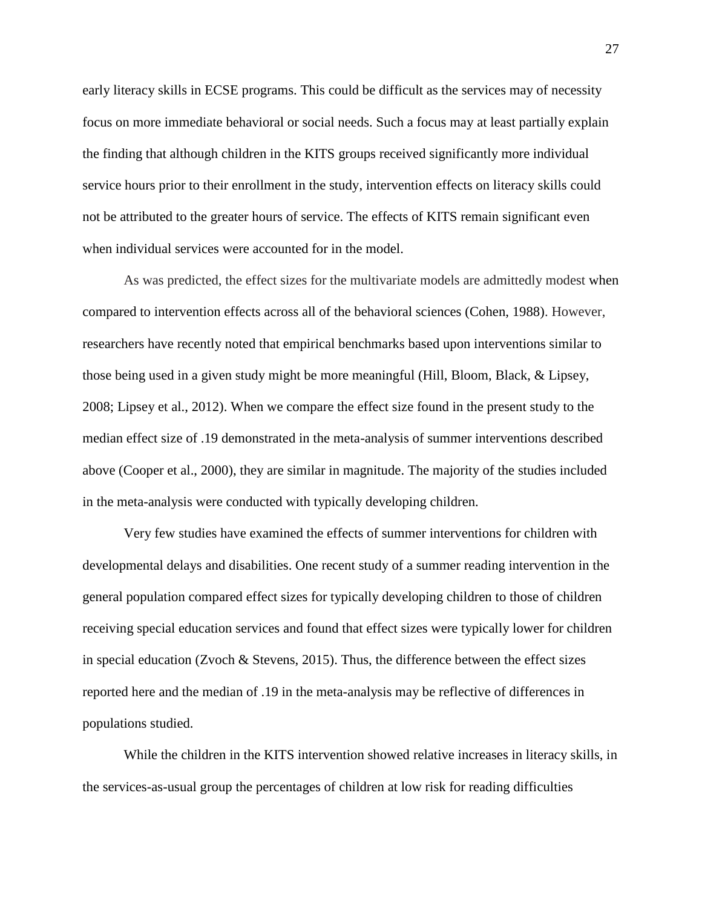early literacy skills in ECSE programs. This could be difficult as the services may of necessity focus on more immediate behavioral or social needs. Such a focus may at least partially explain the finding that although children in the KITS groups received significantly more individual service hours prior to their enrollment in the study, intervention effects on literacy skills could not be attributed to the greater hours of service. The effects of KITS remain significant even when individual services were accounted for in the model.

As was predicted, the effect sizes for the multivariate models are admittedly modest when compared to intervention effects across all of the behavioral sciences (Cohen, 1988). However, researchers have recently noted that empirical benchmarks based upon interventions similar to those being used in a given study might be more meaningful (Hill, Bloom, Black, & Lipsey, 2008; Lipsey et al., 2012). When we compare the effect size found in the present study to the median effect size of .19 demonstrated in the meta-analysis of summer interventions described above (Cooper et al., 2000), they are similar in magnitude. The majority of the studies included in the meta-analysis were conducted with typically developing children.

Very few studies have examined the effects of summer interventions for children with developmental delays and disabilities. One recent study of a summer reading intervention in the general population compared effect sizes for typically developing children to those of children receiving special education services and found that effect sizes were typically lower for children in special education (Zvoch & Stevens, 2015). Thus, the difference between the effect sizes reported here and the median of .19 in the meta-analysis may be reflective of differences in populations studied.

While the children in the KITS intervention showed relative increases in literacy skills, in the services-as-usual group the percentages of children at low risk for reading difficulties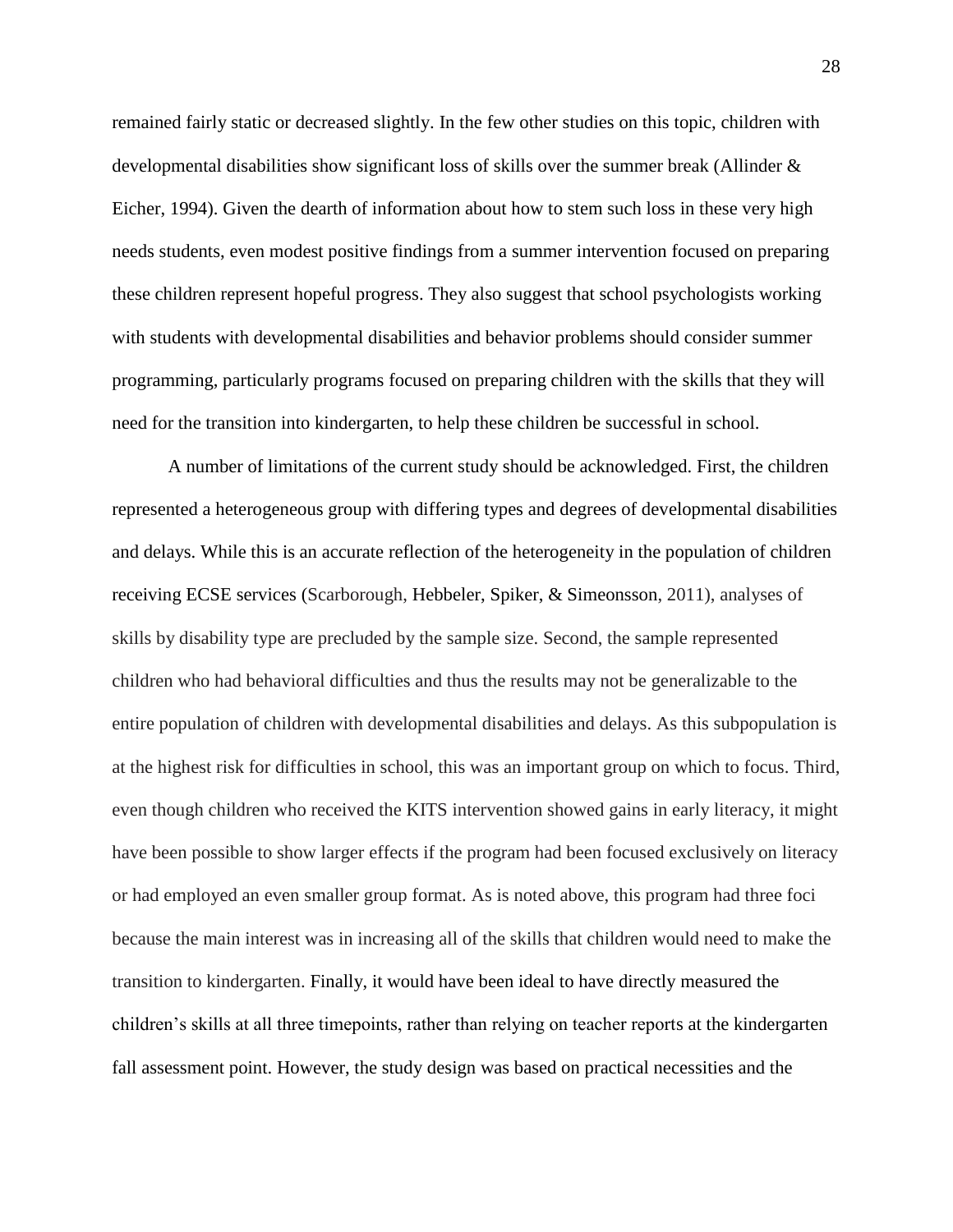remained fairly static or decreased slightly. In the few other studies on this topic, children with developmental disabilities show significant loss of skills over the summer break (Allinder & Eicher, 1994). Given the dearth of information about how to stem such loss in these very high needs students, even modest positive findings from a summer intervention focused on preparing these children represent hopeful progress. They also suggest that school psychologists working with students with developmental disabilities and behavior problems should consider summer programming, particularly programs focused on preparing children with the skills that they will need for the transition into kindergarten, to help these children be successful in school.

A number of limitations of the current study should be acknowledged. First, the children represented a heterogeneous group with differing types and degrees of developmental disabilities and delays. While this is an accurate reflection of the heterogeneity in the population of children receiving ECSE services (Scarborough, Hebbeler, Spiker, & Simeonsson, 2011), analyses of skills by disability type are precluded by the sample size. Second, the sample represented children who had behavioral difficulties and thus the results may not be generalizable to the entire population of children with developmental disabilities and delays. As this subpopulation is at the highest risk for difficulties in school, this was an important group on which to focus. Third, even though children who received the KITS intervention showed gains in early literacy, it might have been possible to show larger effects if the program had been focused exclusively on literacy or had employed an even smaller group format. As is noted above, this program had three foci because the main interest was in increasing all of the skills that children would need to make the transition to kindergarten. Finally, it would have been ideal to have directly measured the children's skills at all three timepoints, rather than relying on teacher reports at the kindergarten fall assessment point. However, the study design was based on practical necessities and the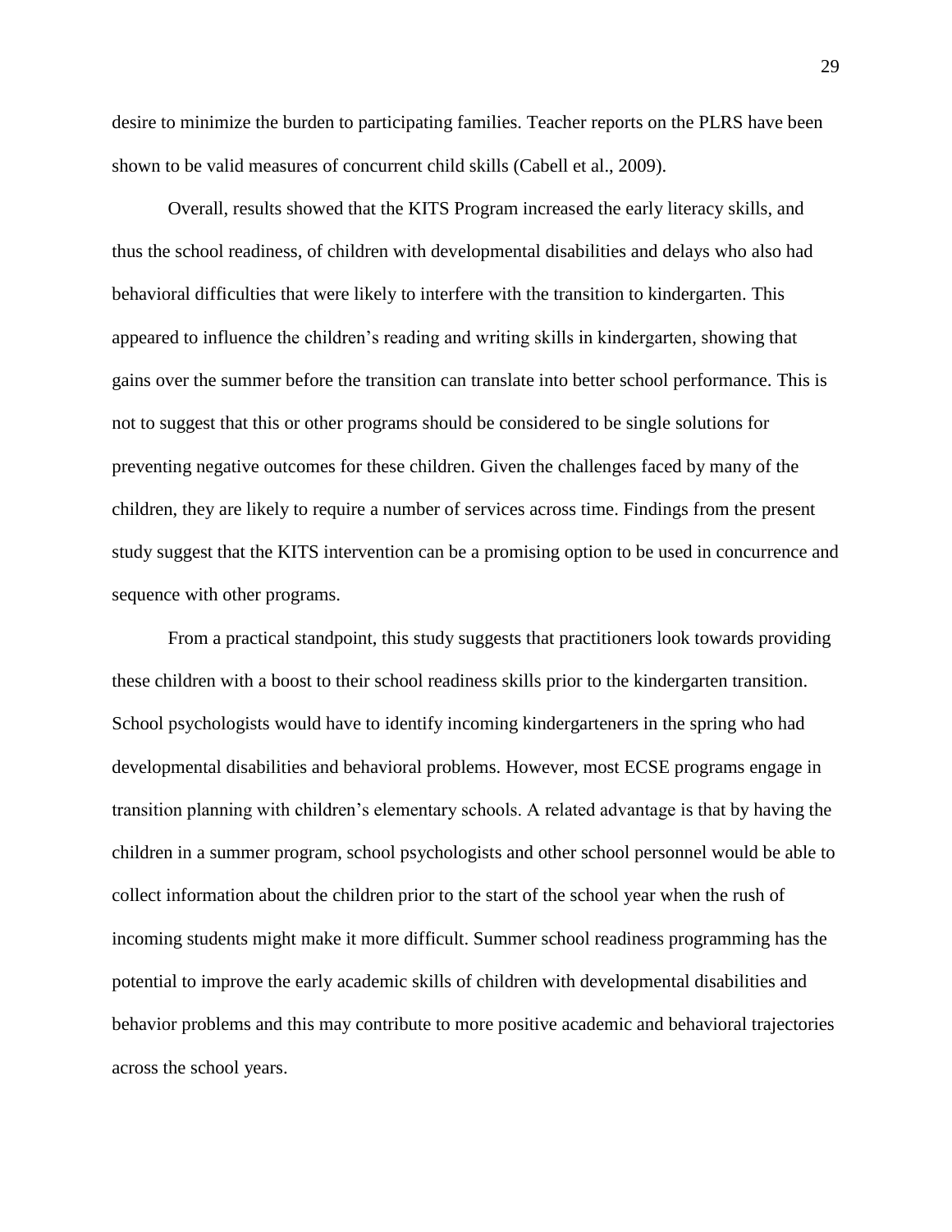desire to minimize the burden to participating families. Teacher reports on the PLRS have been shown to be valid measures of concurrent child skills (Cabell et al., 2009).

Overall, results showed that the KITS Program increased the early literacy skills, and thus the school readiness, of children with developmental disabilities and delays who also had behavioral difficulties that were likely to interfere with the transition to kindergarten. This appeared to influence the children's reading and writing skills in kindergarten, showing that gains over the summer before the transition can translate into better school performance. This is not to suggest that this or other programs should be considered to be single solutions for preventing negative outcomes for these children. Given the challenges faced by many of the children, they are likely to require a number of services across time. Findings from the present study suggest that the KITS intervention can be a promising option to be used in concurrence and sequence with other programs.

From a practical standpoint, this study suggests that practitioners look towards providing these children with a boost to their school readiness skills prior to the kindergarten transition. School psychologists would have to identify incoming kindergarteners in the spring who had developmental disabilities and behavioral problems. However, most ECSE programs engage in transition planning with children's elementary schools. A related advantage is that by having the children in a summer program, school psychologists and other school personnel would be able to collect information about the children prior to the start of the school year when the rush of incoming students might make it more difficult. Summer school readiness programming has the potential to improve the early academic skills of children with developmental disabilities and behavior problems and this may contribute to more positive academic and behavioral trajectories across the school years.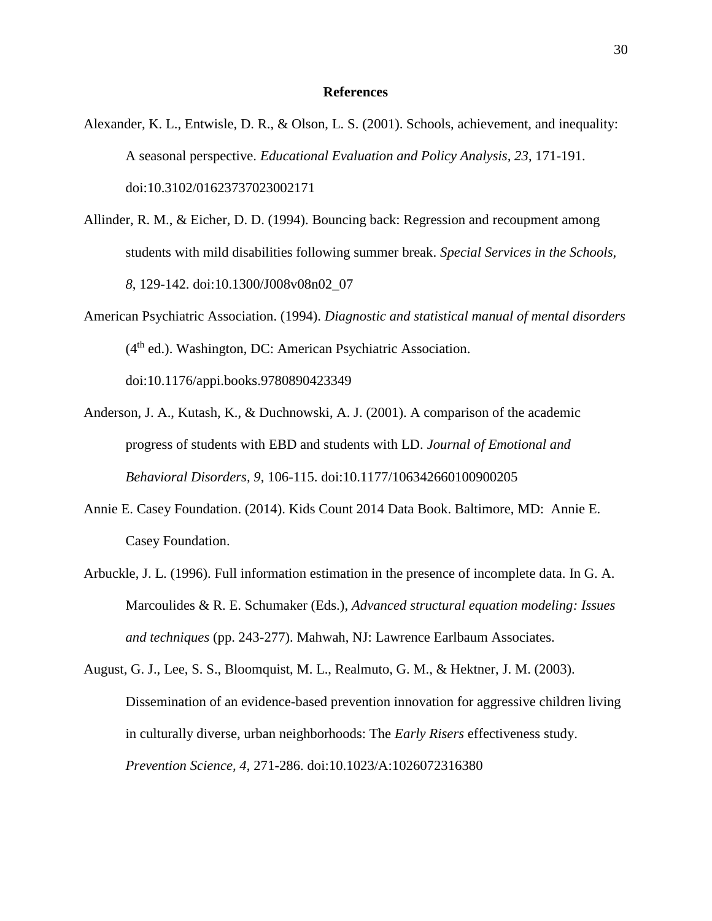# References

Alexander, K. L., Entwisle, D. R., & Olson, L. S. (2001). Schools, achievement, and inequality: A seasonal perspective. *Educational Evaluation and Policy Analysis*, *23*, 171-191. doi:10.3102/01623737023002171

Allinder, R. M., & Eicher, D. D. (1994). Bouncing back: Regression and recoupment among students with mild disabilities following summer break. *Special Services in the Schools*, *8*, 129-142. doi:10.1300/J008v08n02_07

American Psychiatric Association. (1994). *Diagnostic and statistical manual of mental disorders* (4th ed.). Washington, DC: American Psychiatric Association. doi:10.1176/appi.books.9780890423349

Anderson, J. A., Kutash, K., & Duchnowski, A. J. (2001). A comparison of the academic progress of students with EBD and students with LD. *Journal of Emotional and Behavioral Disorders, 9*, 106-115. doi:10.1177/106342660100900205

Annie E. Casey Foundation. (2014). Kids Count 2014 Data Book. Baltimore, MD: Annie E. Casey Foundation.

Arbuckle, J. L. (1996). Full information estimation in the presence of incomplete data. In G. A. Marcoulides & R. E. Schumaker (Eds.), *Advanced structural equation modeling: Issues and techniques* (pp. 243-277). Mahwah, NJ: Lawrence Earlbaum Associates.

August, G. J., Lee, S. S., Bloomquist, M. L., Realmuto, G. M., & Hektner, J. M. (2003). Dissemination of an evidence-based prevention innovation for aggressive children living in culturally diverse, urban neighborhoods: The *Early Risers* effectiveness study. *Prevention Science, 4*, 271-286. doi:10.1023/A:1026072316380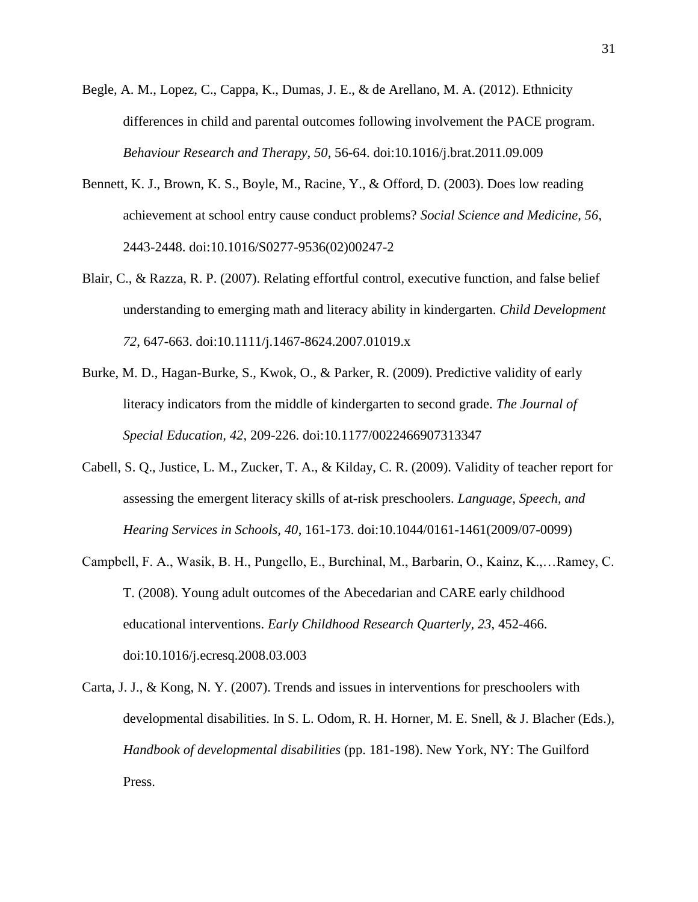Begle, A. M., Lopez, C., Cappa, K., Dumas, J. E., & de Arellano, M. A. (2012). Ethnicity differences in child and parental outcomes following involvement the PACE program. *Behaviour Research and Therapy*, *50*, 56-64. doi:10.1016/j.brat.2011.09.009

Bennett, K. J., Brown, K. S., Boyle, M., Racine, Y., & Offord, D. (2003). Does low reading achievement at school entry cause conduct problems? *Social Science and Medicine*, *56*, 2443-2448. doi:10.1016/S0277-9536(02)00247-2

Blair, C., & Razza, R. P. (2007). Relating effortful control, executive function, and false belief understanding to emerging math and literacy ability in kindergarten. *Child Development 72*, 647-663. doi:10.1111/j.1467-8624.2007.01019.x

Burke, M. D., Hagan-Burke, S., Kwok, O., & Parker, R. (2009). Predictive validity of early literacy indicators from the middle of kindergarten to second grade. *The Journal of Special Education, 42*, 209-226. doi:10.1177/0022466907313347

Cabell, S. Q., Justice, L. M., Zucker, T. A., & Kilday, C. R. (2009). Validity of teacher report for assessing the emergent literacy skills of at-risk preschoolers. *Language, Speech, and Hearing Services in Schools, 40*, 161-173. doi:10.1044/0161-1461(2009/07-0099)

Campbell, F. A., Wasik, B. H., Pungello, E., Burchinal, M., Barbarin, O., Kainz, K.,…Ramey, C. T. (2008). Young adult outcomes of the Abecedarian and CARE early childhood educational interventions. *Early Childhood Research Quarterly, 23*, 452-466. doi:10.1016/j.ecresq.2008.03.003

Carta, J. J., & Kong, N. Y. (2007). Trends and issues in interventions for preschoolers with developmental disabilities. In S. L. Odom, R. H. Horner, M. E. Snell, & J. Blacher (Eds.), *Handbook of developmental disabilities* (pp. 181-198). New York, NY: The Guilford Press.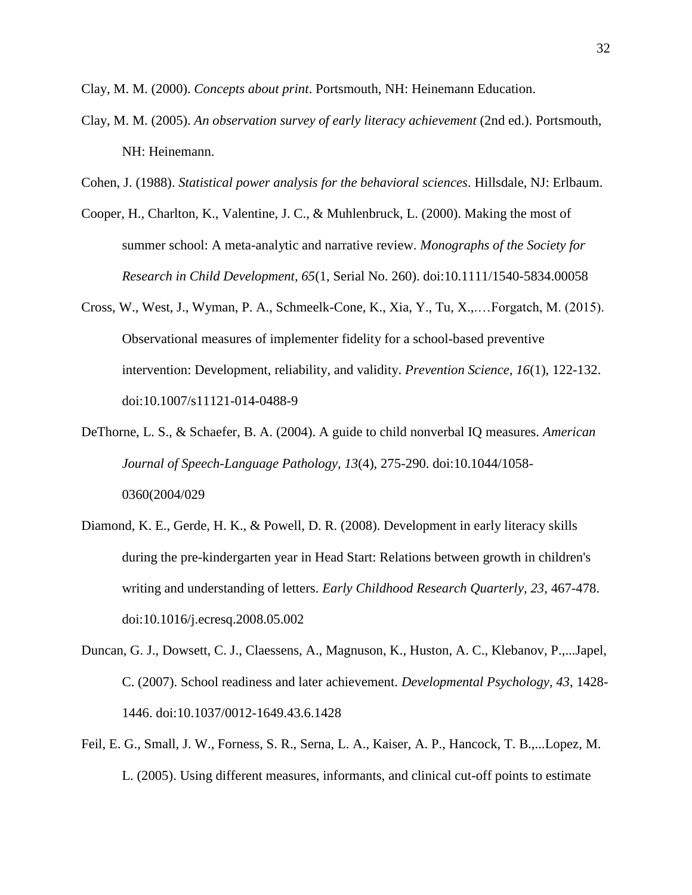Clay, M. M. (2000). *Concepts about print*. Portsmouth, NH: Heinemann Education.

Clay, M. M. (2005). *An observation survey of early literacy achievement* (2nd ed.). Portsmouth, NH: Heinemann.

Cohen, J. (1988). *Statistical power analysis for the behavioral sciences*. Hillsdale, NJ: Erlbaum.

Cooper, H., Charlton, K., Valentine, J. C., & Muhlenbruck, L. (2000). Making the most of summer school: A meta-analytic and narrative review. *Monographs of the Society for Research in Child Development, 65*(1, Serial No. 260). doi:10.1111/1540-5834.00058

Cross, W., West, J., Wyman, P. A., Schmeelk-Cone, K., Xia, Y., Tu, X.,.…Forgatch, M. (2015). Observational measures of implementer fidelity for a school-based preventive intervention: Development, reliability, and validity. *Prevention Science, 16*(1), 122-132. doi:10.1007/s11121-014-0488-9

DeThorne, L. S., & Schaefer, B. A. (2004). A guide to child nonverbal IQ measures. *American Journal of Speech-Language Pathology, 13*(4), 275-290. doi:10.1044/1058-0360(2004/029

Diamond, K. E., Gerde, H. K., & Powell, D. R. (2008). Development in early literacy skills during the pre-kindergarten year in Head Start: Relations between growth in children's writing and understanding of letters. *Early Childhood Research Quarterly, 23*, 467-478. doi:10.1016/j.ecresq.2008.05.002

Duncan, G. J., Dowsett, C. J., Claessens, A., Magnuson, K., Huston, A. C., Klebanov, P.,...Japel, C. (2007). School readiness and later achievement. *Developmental Psychology, 43*, 1428-1446. doi:10.1037/0012-1649.43.6.1428

Feil, E. G., Small, J. W., Forness, S. R., Serna, L. A., Kaiser, A. P., Hancock, T. B.,...Lopez, M. L. (2005). Using different measures, informants, and clinical cut-off points to estimate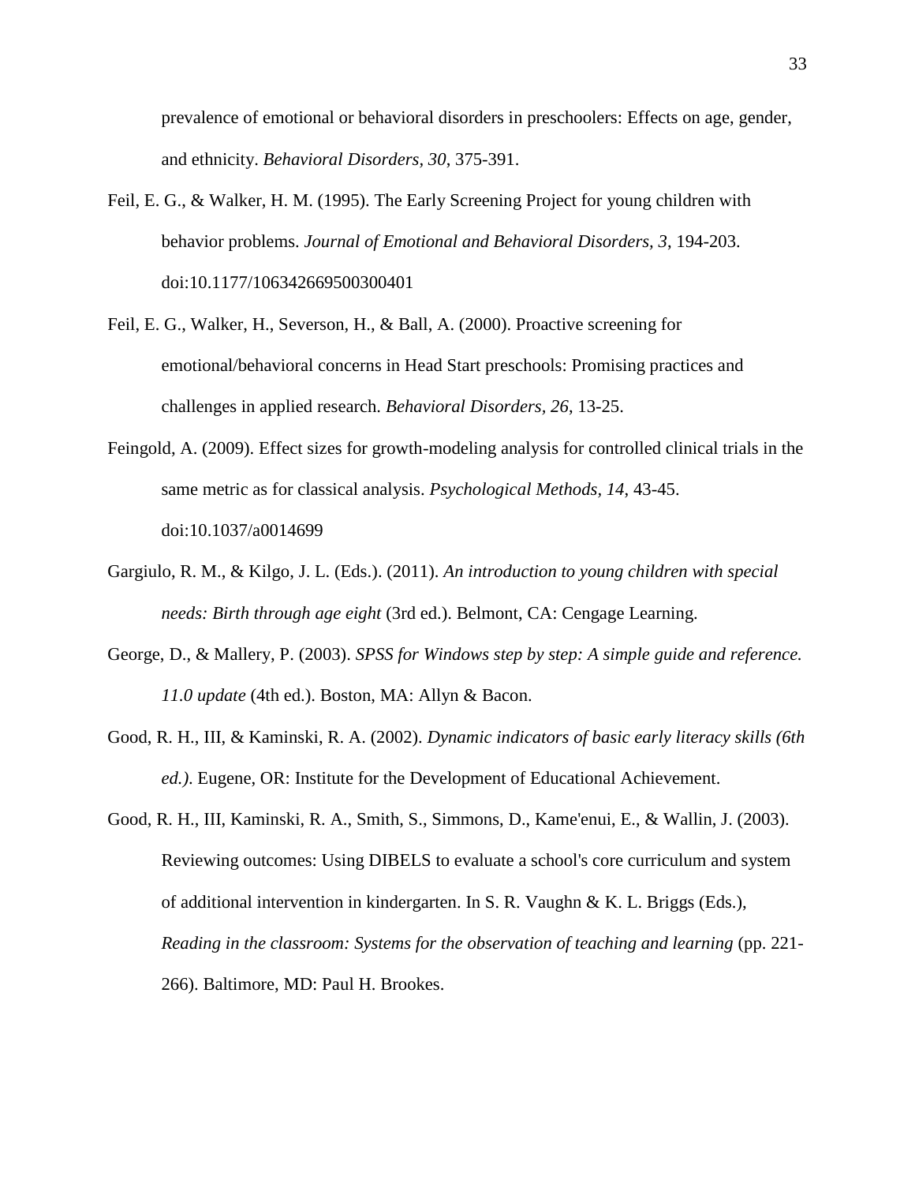prevalence of emotional or behavioral disorders in preschoolers: Effects on age, gender, and ethnicity. *Behavioral Disorders, 30*, 375-391.

Feil, E. G., & Walker, H. M. (1995). The Early Screening Project for young children with behavior problems. *Journal of Emotional and Behavioral Disorders, 3*, 194-203. doi:10.1177/106342669500300401

Feil, E. G., Walker, H., Severson, H., & Ball, A. (2000). Proactive screening for emotional/behavioral concerns in Head Start preschools: Promising practices and challenges in applied research. *Behavioral Disorders, 26*, 13-25.

Feingold, A. (2009). Effect sizes for growth-modeling analysis for controlled clinical trials in the same metric as for classical analysis. *Psychological Methods, 14*, 43-45. doi:10.1037/a0014699

Gargiulo, R. M., & Kilgo, J. L. (Eds.). (2011). *An introduction to young children with special needs: Birth through age eight* (3rd ed.). Belmont, CA: Cengage Learning.

George, D., & Mallery, P. (2003). *SPSS for Windows step by step: A simple guide and reference. 11.0 update* (4th ed.). Boston, MA: Allyn & Bacon.

Good, R. H., III, & Kaminski, R. A. (2002). *Dynamic indicators of basic early literacy skills (6th ed.).* Eugene, OR: Institute for the Development of Educational Achievement.

Good, R. H., III, Kaminski, R. A., Smith, S., Simmons, D., Kame'enui, E., & Wallin, J. (2003). Reviewing outcomes: Using DIBELS to evaluate a school's core curriculum and system of additional intervention in kindergarten. In S. R. Vaughn & K. L. Briggs (Eds.), *Reading in the classroom: Systems for the observation of teaching and learning* (pp. 221-266). Baltimore, MD: Paul H. Brookes.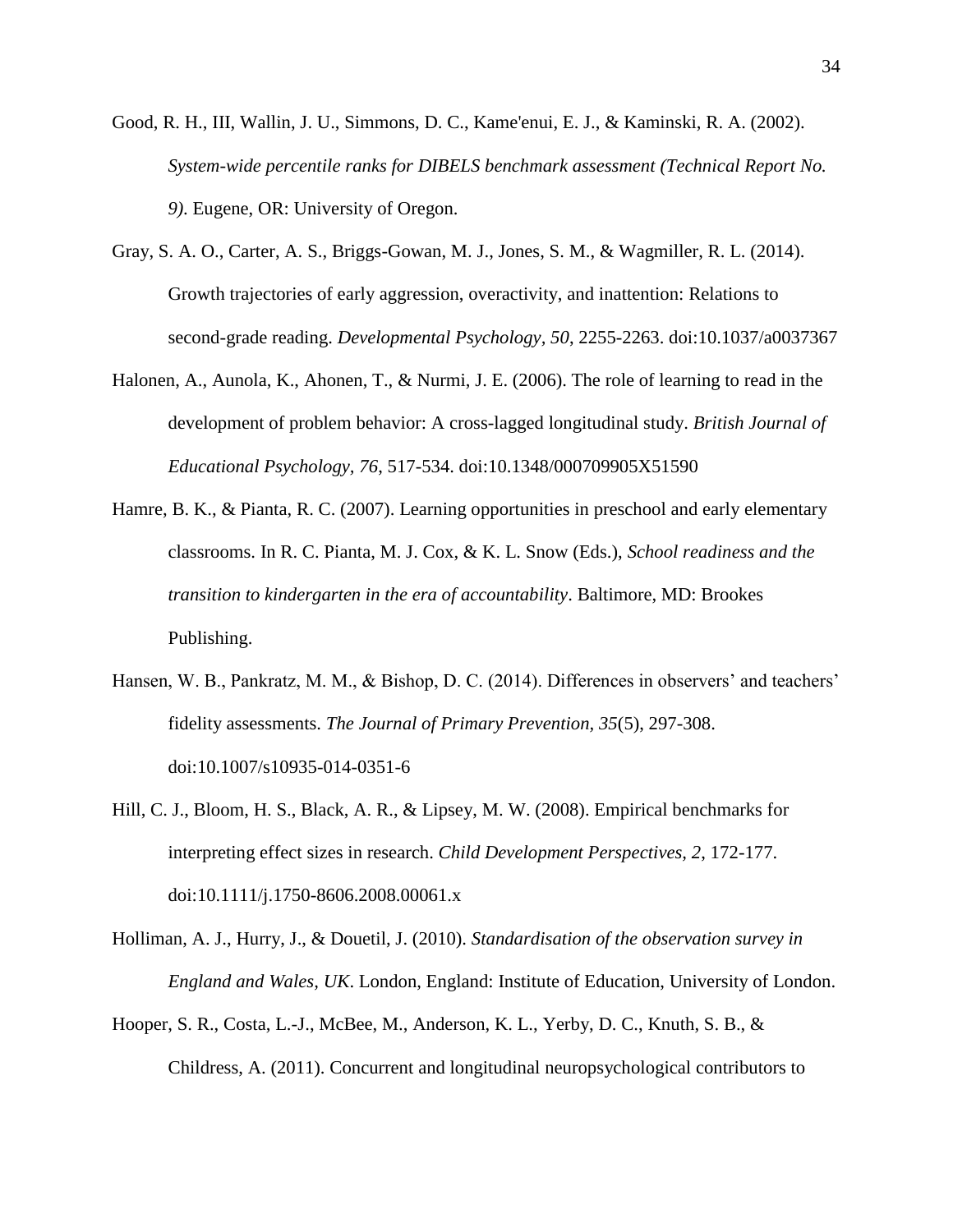Good, R. H., III, Wallin, J. U., Simmons, D. C., Kame'enui, E. J., & Kaminski, R. A. (2002). *System-wide percentile ranks for DIBELS benchmark assessment (Technical Report No. 9).* Eugene, OR: University of Oregon.

Gray, S. A. O., Carter, A. S., Briggs-Gowan, M. J., Jones, S. M., & Wagmiller, R. L. (2014). Growth trajectories of early aggression, overactivity, and inattention: Relations to second-grade reading. *Developmental Psychology, 50*, 2255-2263. doi:10.1037/a0037367

Halonen, A., Aunola, K., Ahonen, T., & Nurmi, J. E. (2006). The role of learning to read in the development of problem behavior: A cross-lagged longitudinal study. *British Journal of Educational Psychology, 76*, 517-534. doi:10.1348/000709905X51590

Hamre, B. K., & Pianta, R. C. (2007). Learning opportunities in preschool and early elementary classrooms. In R. C. Pianta, M. J. Cox, & K. L. Snow (Eds.), *School readiness and the transition to kindergarten in the era of accountability*. Baltimore, MD: Brookes Publishing.

Hansen, W. B., Pankratz, M. M., & Bishop, D. C. (2014). Differences in observers' and teachers' fidelity assessments. *The Journal of Primary Prevention, 35*(5), 297-308. doi:10.1007/s10935-014-0351-6

Hill, C. J., Bloom, H. S., Black, A. R., & Lipsey, M. W. (2008). Empirical benchmarks for interpreting effect sizes in research. *Child Development Perspectives, 2*, 172-177. doi:10.1111/j.1750-8606.2008.00061.x

Holliman, A. J., Hurry, J., & Douetil, J. (2010). *Standardisation of the observation survey in England and Wales, UK*. London, England: Institute of Education, University of London.

Hooper, S. R., Costa, L.-J., McBee, M., Anderson, K. L., Yerby, D. C., Knuth, S. B., & Childress, A. (2011). Concurrent and longitudinal neuropsychological contributors to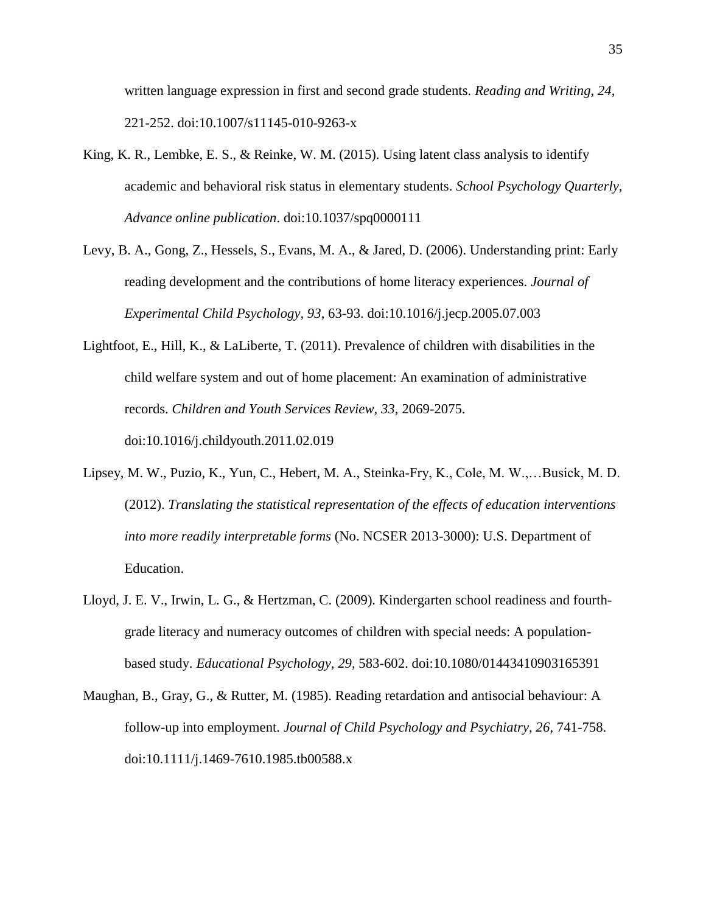written language expression in first and second grade students. *Reading and Writing, 24*, 221-252. doi:10.1007/s11145-010-9263-x

King, K. R., Lembke, E. S., & Reinke, W. M. (2015). Using latent class analysis to identify academic and behavioral risk status in elementary students. *School Psychology Quarterly, Advance online publication*. doi:10.1037/spq0000111

Levy, B. A., Gong, Z., Hessels, S., Evans, M. A., & Jared, D. (2006). Understanding print: Early reading development and the contributions of home literacy experiences. *Journal of Experimental Child Psychology, 93*, 63-93. doi:10.1016/j.jecp.2005.07.003

Lightfoot, E., Hill, K., & LaLiberte, T. (2011). Prevalence of children with disabilities in the child welfare system and out of home placement: An examination of administrative records. *Children and Youth Services Review, 33*, 2069-2075. doi:10.1016/j.childyouth.2011.02.019

Lipsey, M. W., Puzio, K., Yun, C., Hebert, M. A., Steinka-Fry, K., Cole, M. W.,…Busick, M. D. (2012). *Translating the statistical representation of the effects of education interventions into more readily interpretable forms* (No. NCSER 2013-3000): U.S. Department of Education.

Lloyd, J. E. V., Irwin, L. G., & Hertzman, C. (2009). Kindergarten school readiness and fourth-grade literacy and numeracy outcomes of children with special needs: A population-based study. *Educational Psychology, 29*, 583-602. doi:10.1080/01443410903165391

Maughan, B., Gray, G., & Rutter, M. (1985). Reading retardation and antisocial behaviour: A follow-up into employment. *Journal of Child Psychology and Psychiatry, 26*, 741-758. doi:10.1111/j.1469-7610.1985.tb00588.x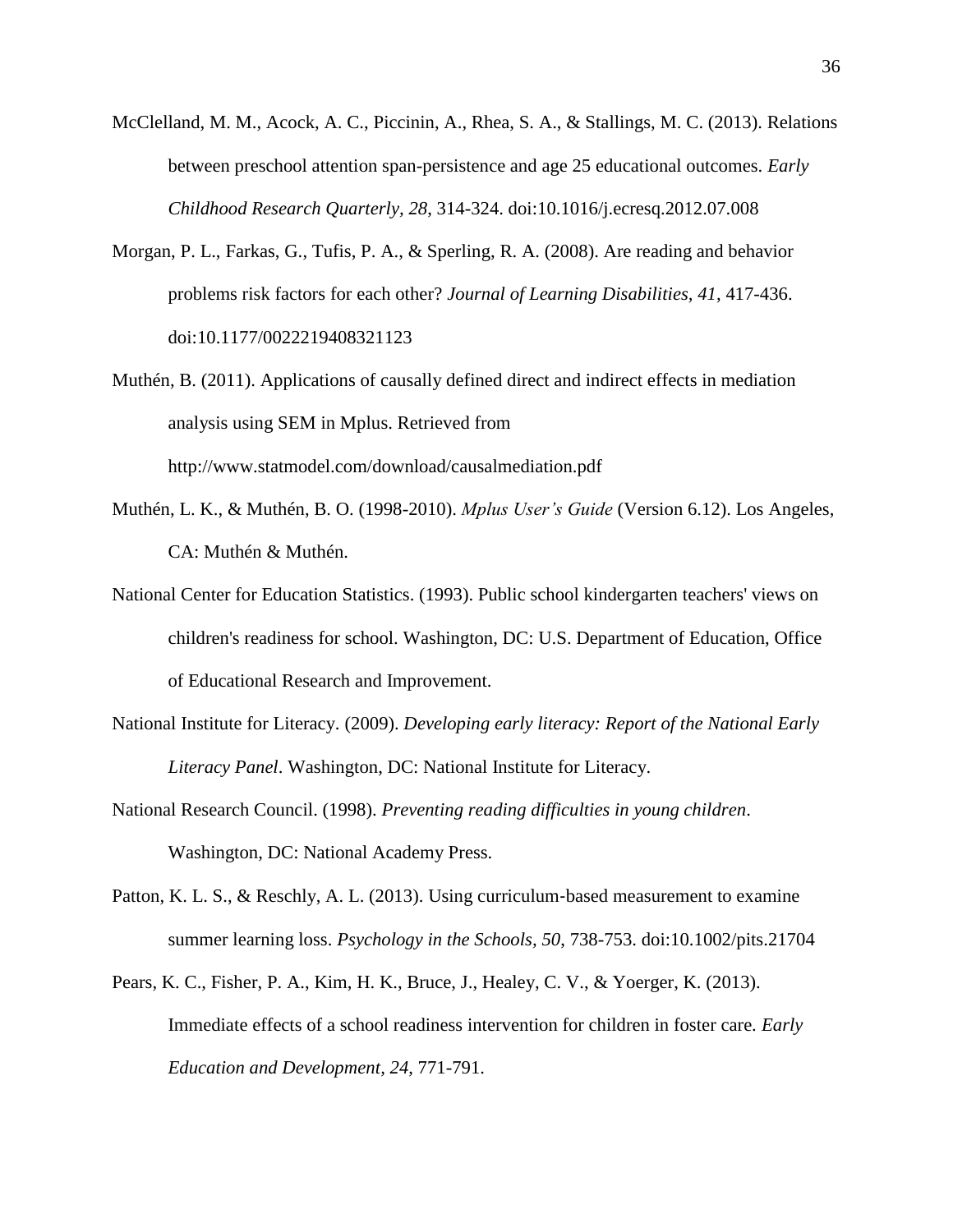McClelland, M. M., Acock, A. C., Piccinin, A., Rhea, S. A., & Stallings, M. C. (2013). Relations between preschool attention span-persistence and age 25 educational outcomes. *Early Childhood Research Quarterly, 28*, 314-324. doi:10.1016/j.ecresq.2012.07.008

Morgan, P. L., Farkas, G., Tufis, P. A., & Sperling, R. A. (2008). Are reading and behavior problems risk factors for each other? *Journal of Learning Disabilities, 41*, 417-436. doi:10.1177/0022219408321123

Muthén, B. (2011). Applications of causally defined direct and indirect effects in mediation analysis using SEM in Mplus. Retrieved from http://www.statmodel.com/download/causalmediation.pdf

Muthén, L. K., & Muthén, B. O. (1998-2010). *Mplus User's Guide* (Version 6.12). Los Angeles, CA: Muthén & Muthén.

National Center for Education Statistics. (1993). Public school kindergarten teachers' views on children's readiness for school. Washington, DC: U.S. Department of Education, Office of Educational Research and Improvement.

National Institute for Literacy. (2009). *Developing early literacy: Report of the National Early Literacy Panel*. Washington, DC: National Institute for Literacy.

National Research Council. (1998). *Preventing reading difficulties in young children*. Washington, DC: National Academy Press.

Patton, K. L. S., & Reschly, A. L. (2013). Using curriculum-based measurement to examine summer learning loss. *Psychology in the Schools, 50*, 738-753. doi:10.1002/pits.21704

Pears, K. C., Fisher, P. A., Kim, H. K., Bruce, J., Healey, C. V., & Yoerger, K. (2013). Immediate effects of a school readiness intervention for children in foster care. *Early Education and Development, 24*, 771-791.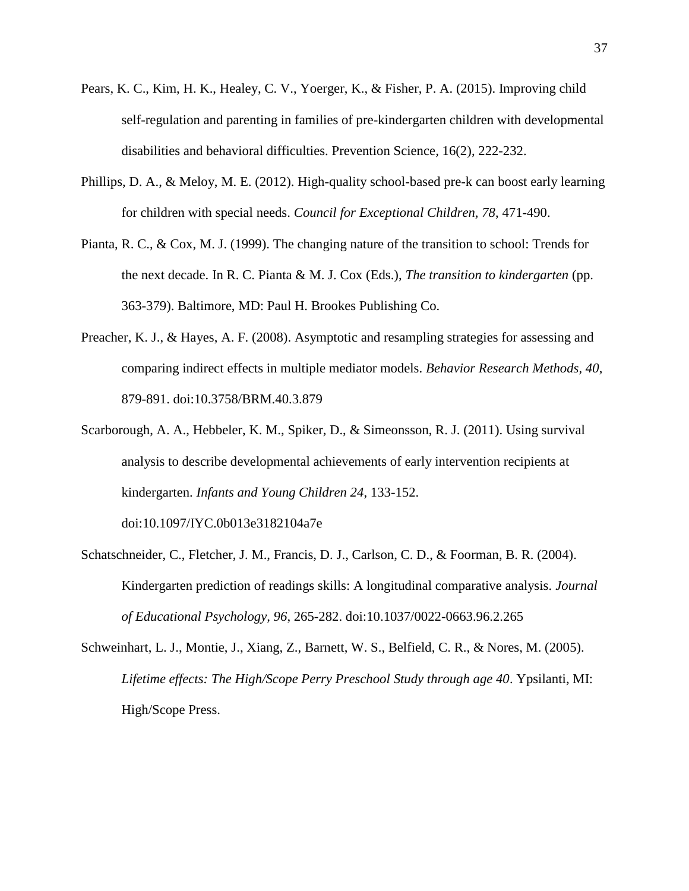Pears, K. C., Kim, H. K., Healey, C. V., Yoerger, K., & Fisher, P. A. (2015). Improving child self-regulation and parenting in families of pre-kindergarten children with developmental disabilities and behavioral difficulties. Prevention Science, 16(2), 222-232.

Phillips, D. A., & Meloy, M. E. (2012). High-quality school-based pre-k can boost early learning for children with special needs. *Council for Exceptional Children, 78*, 471-490.

Pianta, R. C., & Cox, M. J. (1999). The changing nature of the transition to school: Trends for the next decade. In R. C. Pianta & M. J. Cox (Eds.), *The transition to kindergarten* (pp. 363-379). Baltimore, MD: Paul H. Brookes Publishing Co.

Preacher, K. J., & Hayes, A. F. (2008). Asymptotic and resampling strategies for assessing and comparing indirect effects in multiple mediator models. *Behavior Research Methods, 40*, 879-891. doi:10.3758/BRM.40.3.879

Scarborough, A. A., Hebbeler, K. M., Spiker, D., & Simeonsson, R. J. (2011). Using survival analysis to describe developmental achievements of early intervention recipients at kindergarten. *Infants and Young Children 24*, 133-152. doi:10.1097/IYC.0b013e3182104a7e

Schatschneider, C., Fletcher, J. M., Francis, D. J., Carlson, C. D., & Foorman, B. R. (2004). Kindergarten prediction of readings skills: A longitudinal comparative analysis. *Journal of Educational Psychology, 96*, 265-282. doi:10.1037/0022-0663.96.2.265

Schweinhart, L. J., Montie, J., Xiang, Z., Barnett, W. S., Belfield, C. R., & Nores, M. (2005). *Lifetime effects: The High/Scope Perry Preschool Study through age 40*. Ypsilanti, MI: High/Scope Press.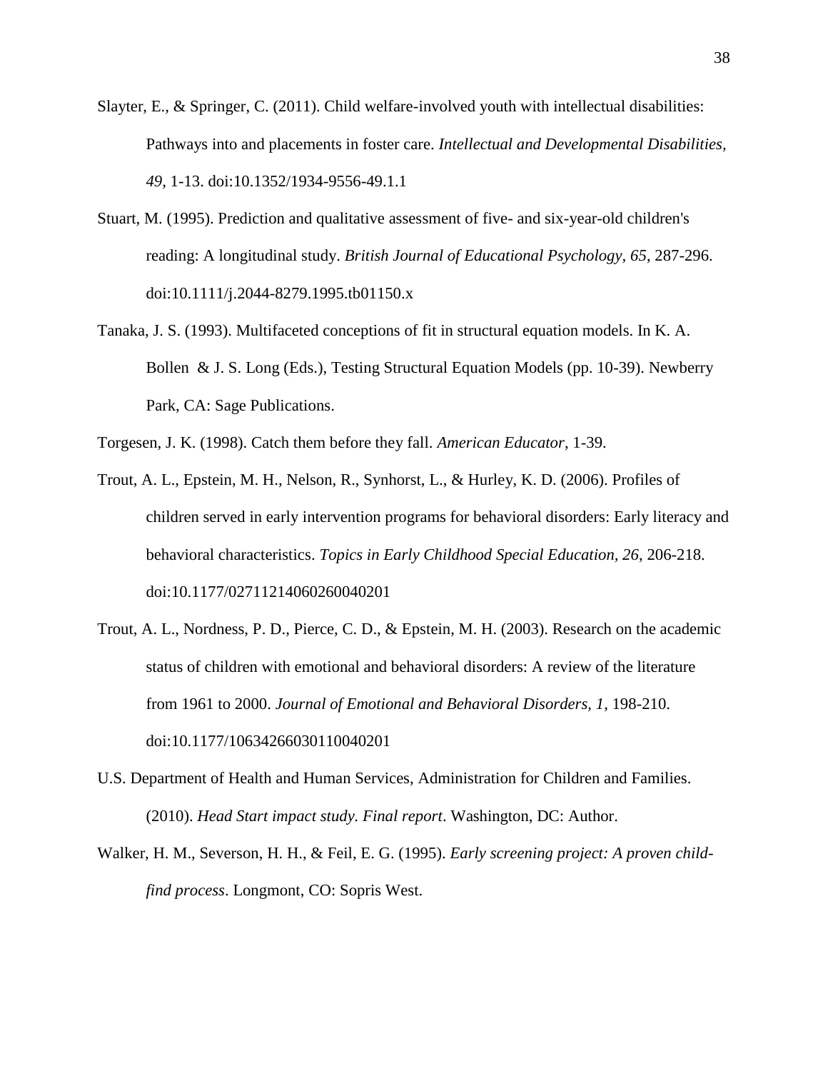Slayter, E., & Springer, C. (2011). Child welfare-involved youth with intellectual disabilities: Pathways into and placements in foster care. *Intellectual and Developmental Disabilities, 49*, 1-13. doi:10.1352/1934-9556-49.1.1

Stuart, M. (1995). Prediction and qualitative assessment of five- and six-year-old children's reading: A longitudinal study. *British Journal of Educational Psychology, 65*, 287-296. doi:10.1111/j.2044-8279.1995.tb01150.x

Tanaka, J. S. (1993). Multifaceted conceptions of fit in structural equation models. In K. A. Bollen & J. S. Long (Eds.), Testing Structural Equation Models (pp. 10-39). Newberry Park, CA: Sage Publications.

Torgesen, J. K. (1998). Catch them before they fall. *American Educator*, 1-39.

Trout, A. L., Epstein, M. H., Nelson, R., Synhorst, L., & Hurley, K. D. (2006). Profiles of children served in early intervention programs for behavioral disorders: Early literacy and behavioral characteristics. *Topics in Early Childhood Special Education, 26,* 206-218. doi:10.1177/02711214060260040201

Trout, A. L., Nordness, P. D., Pierce, C. D., & Epstein, M. H. (2003). Research on the academic status of children with emotional and behavioral disorders: A review of the literature from 1961 to 2000. *Journal of Emotional and Behavioral Disorders, 1*, 198-210. doi:10.1177/10634266030110040201

U.S. Department of Health and Human Services, Administration for Children and Families. (2010). *Head Start impact study. Final report*. Washington, DC: Author.

Walker, H. M., Severson, H. H., & Feil, E. G. (1995). *Early screening project: A proven child-find process*. Longmont, CO: Sopris West.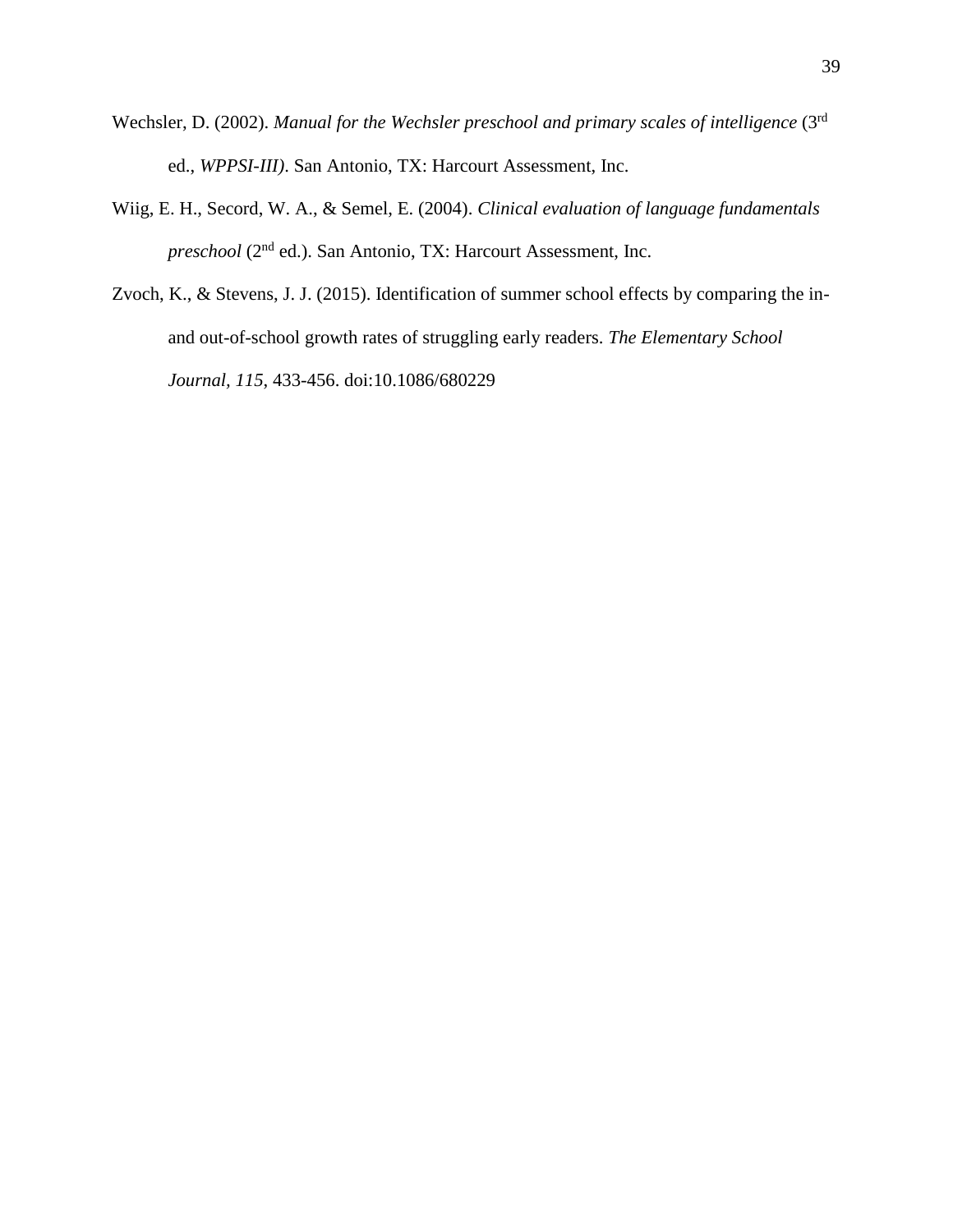Wechsler, D. (2002). *Manual for the Wechsler preschool and primary scales of intelligence* (3rd ed., *WPPSI-III)*. San Antonio, TX: Harcourt Assessment, Inc.

Wiig, E. H., Secord, W. A., & Semel, E. (2004). *Clinical evaluation of language fundamentals preschool* (2nd ed.). San Antonio, TX: Harcourt Assessment, Inc.

Zvoch, K., & Stevens, J. J. (2015). Identification of summer school effects by comparing the in- and out-of-school growth rates of struggling early readers. *The Elementary School Journal*, *115*, 433-456. doi:10.1086/680229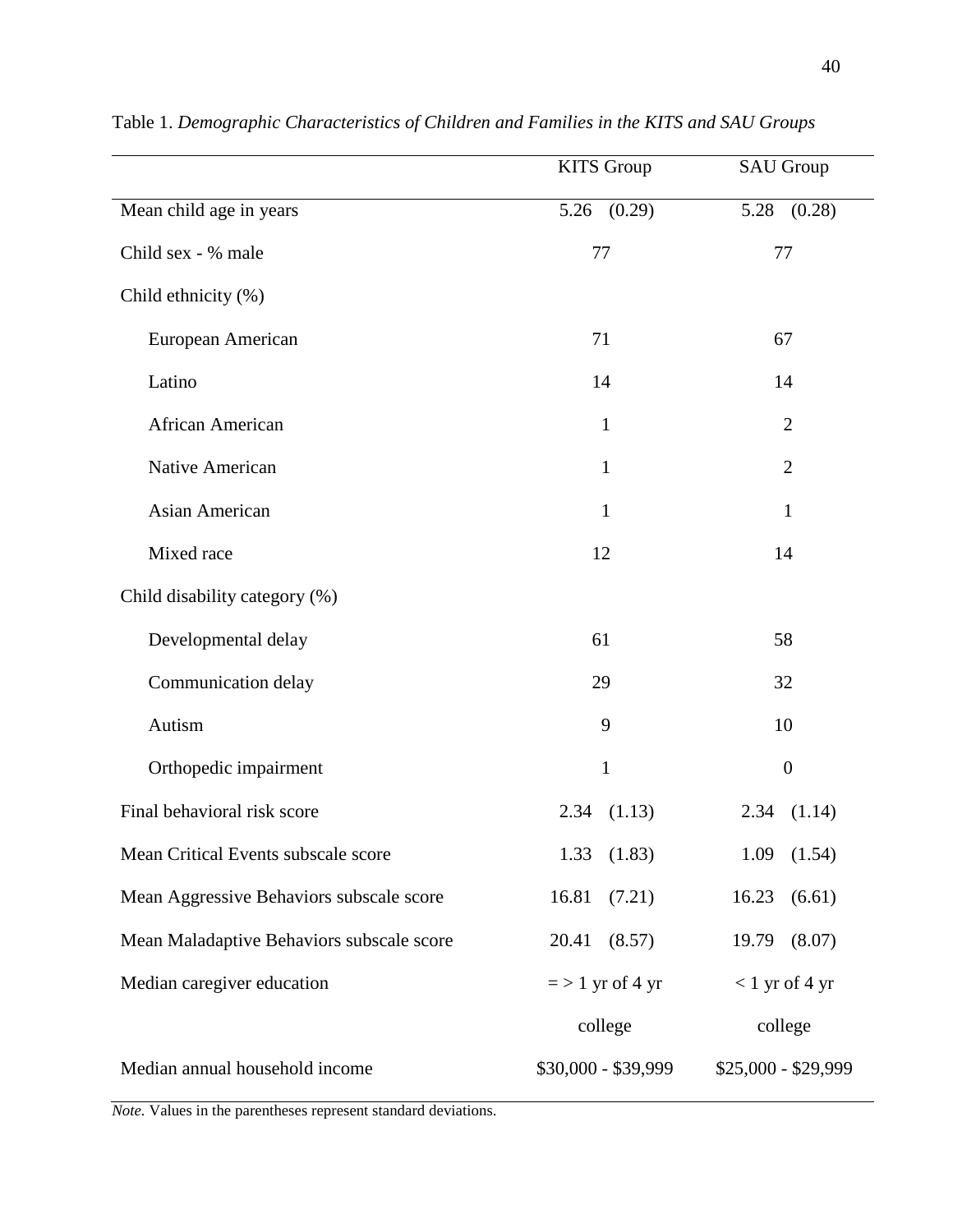Table 1. *Demographic Characteristics of Children and Families in the KITS and SAU Groups*

| | KITS Group | SAU Group |
|---|---|---|
| Mean child age in years | 5.26 (0.29) | 5.28 (0.28) |
| Child sex - % male | 77 | 77 |
| Child ethnicity (%) | | |
| European American | 71 | 67 |
| Latino | 14 | 14 |
| African American | 1 | 2 |
| Native American | 1 | 2 |
| Asian American | 1 | 1 |
| Mixed race | 12 | 14 |
| Child disability category (%) | | |
| Developmental delay | 61 | 58 |
| Communication delay | 29 | 32 |
| Autism | 9 | 10 |
| Orthopedic impairment | 1 | 0 |
| Final behavioral risk score | 2.34 (1.13) | 2.34 (1.14) |
| Mean Critical Events subscale score | 1.33 (1.83) | 1.09 (1.54) |
| Mean Aggressive Behaviors subscale score | 16.81 (7.21) | 16.23 (6.61) |
| Mean Maladaptive Behaviors subscale score | 20.41 (8.57) | 19.79 (8.07) |
| Median caregiver education | = > 1 yr of 4 yr college | < 1 yr of 4 yr college |
| Median annual household income | $30,000 - $39,999 | $25,000 - $29,999 |

*Note.* Values in the parentheses represent standard deviations.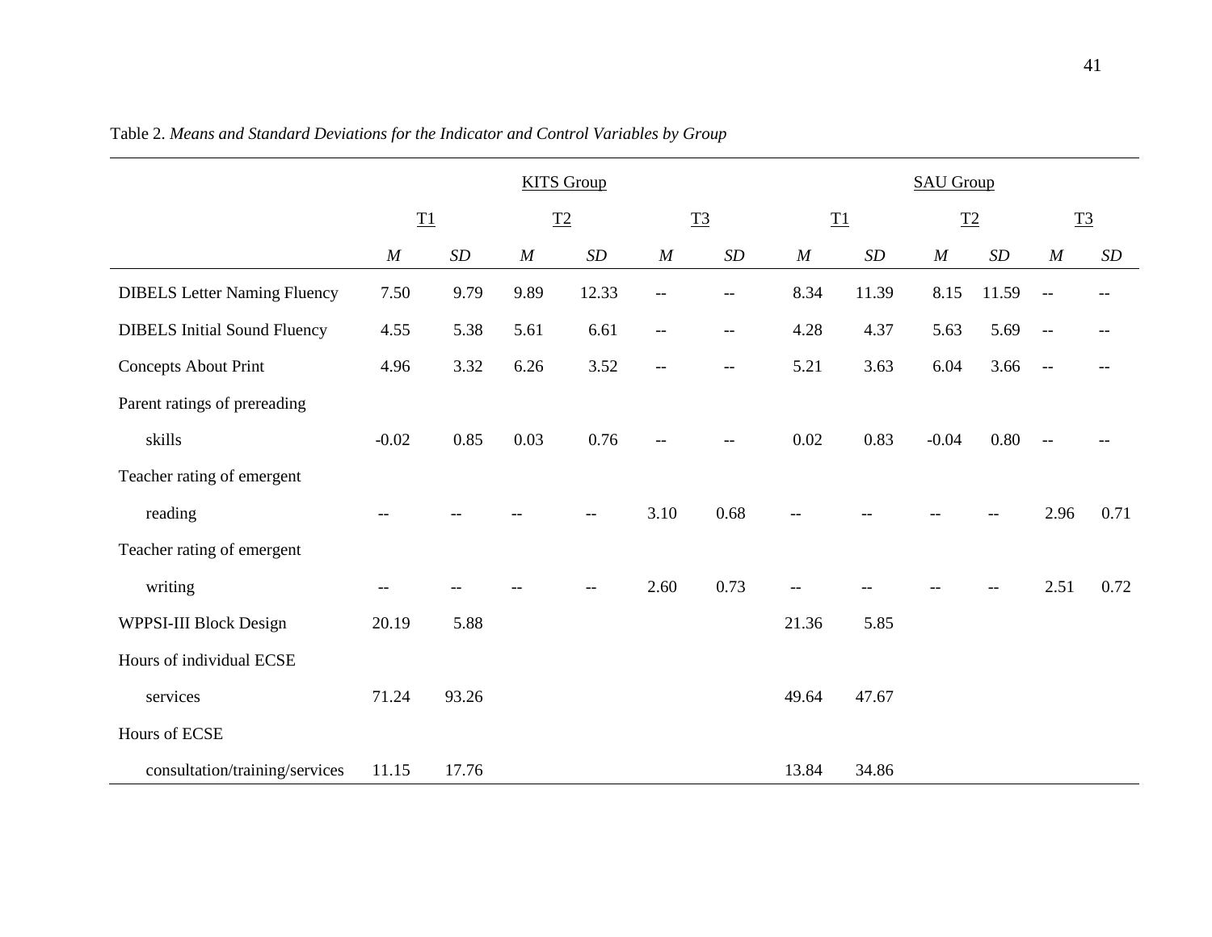Table 2. *Means and Standard Deviations for the Indicator and Control Variables by Group*

| | KITS Group | | | | | | SAU Group | | | | | |
|---|---|---|---|---|---|---|---|---|---|---|---|---|
| | T1 | | T2 | | T3 | | T1 | | T2 | | T3 | |
| | *M* | *SD* | *M* | *SD* | *M* | *SD* | *M* | *SD* | *M* | *SD* | *M* | *SD* |
| DIBELS Letter Naming Fluency | 7.50 | 9.79 | 9.89 | 12.33 | -- | -- | 8.34 | 11.39 | 8.15 | 11.59 | -- | -- |
| DIBELS Initial Sound Fluency | 4.55 | 5.38 | 5.61 | 6.61 | -- | -- | 4.28 | 4.37 | 5.63 | 5.69 | -- | -- |
| Concepts About Print | 4.96 | 3.32 | 6.26 | 3.52 | -- | -- | 5.21 | 3.63 | 6.04 | 3.66 | -- | -- |
| Parent ratings of prereading skills | -0.02 | 0.85 | 0.03 | 0.76 | -- | -- | 0.02 | 0.83 | -0.04 | 0.80 | -- | -- |
| Teacher rating of emergent reading | -- | -- | -- | -- | 3.10 | 0.68 | -- | -- | -- | -- | 2.96 | 0.71 |
| Teacher rating of emergent writing | -- | -- | -- | -- | 2.60 | 0.73 | -- | -- | -- | -- | 2.51 | 0.72 |
| WPPSI-III Block Design | 20.19 | 5.88 | | | | | 21.36 | 5.85 | | | | |
| Hours of individual ECSE services | 71.24 | 93.26 | | | | | 49.64 | 47.67 | | | | |
| Hours of ECSE consultation/training/services | 11.15 | 17.76 | | | | | 13.84 | 34.86 | | | | |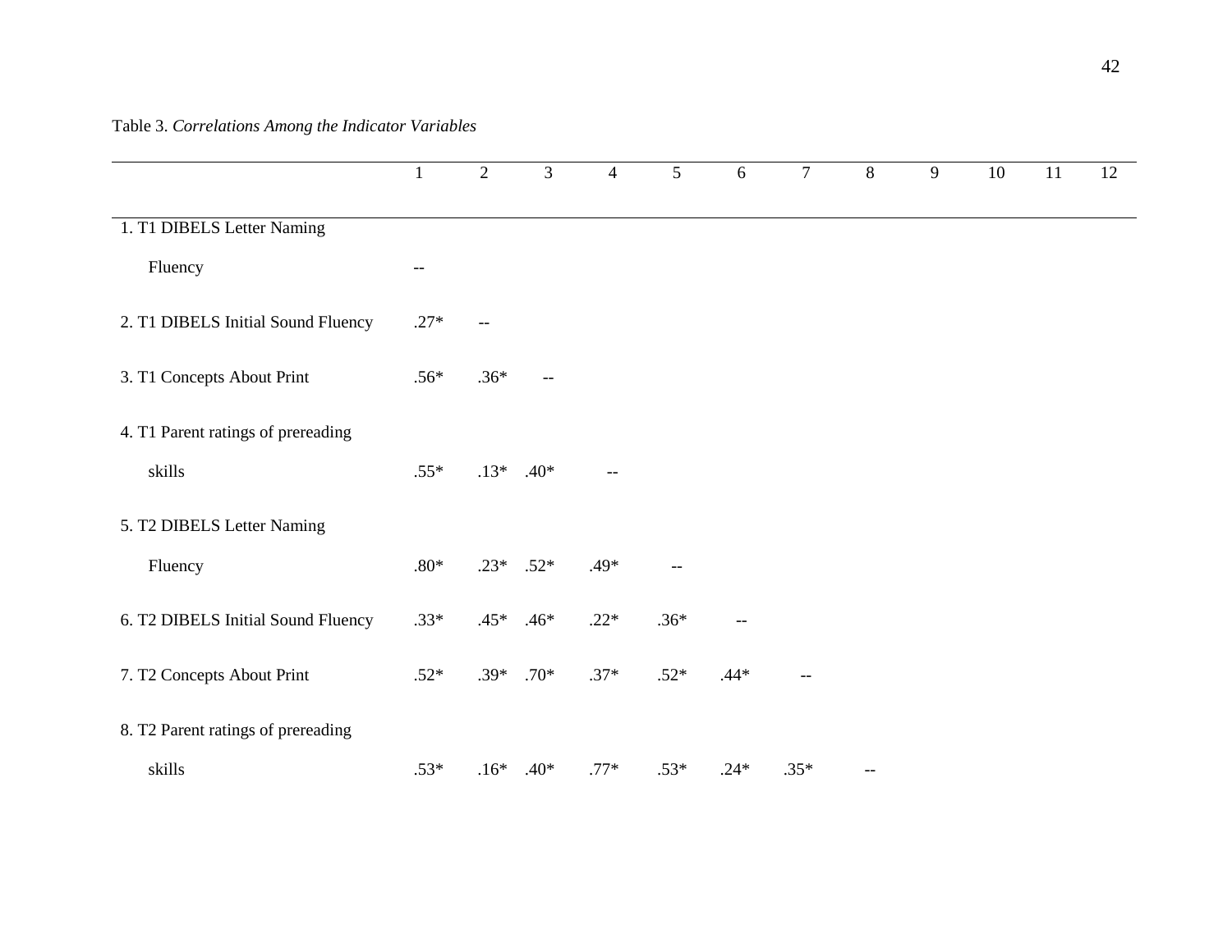Table 3. *Correlations Among the Indicator Variables*

| | 1 | 2 | 3 | 4 | 5 | 6 | 7 | 8 | 9 | 10 | 11 | 12 |
|---|---|---|---|---|---|---|---|---|---|---|---|---|
| 1. T1 DIBELS Letter Naming Fluency | -- | | | | | | | | | | | |
| 2. T1 DIBELS Initial Sound Fluency | .27* | -- | | | | | | | | | | |
| 3. T1 Concepts About Print | .56* | .36* | -- | | | | | | | | | |
| 4. T1 Parent ratings of prereading skills | .55* | .13* | .40* | -- | | | | | | | | |
| 5. T2 DIBELS Letter Naming Fluency | .80* | .23* | .52* | .49* | -- | | | | | | | |
| 6. T2 DIBELS Initial Sound Fluency | .33* | .45* | .46* | .22* | .36* | -- | | | | | | |
| 7. T2 Concepts About Print | .52* | .39* | .70* | .37* | .52* | .44* | -- | | | | | |
| 8. T2 Parent ratings of prereading skills | .53* | .16* | .40* | .77* | .53* | .24* | .35* | -- | | | | |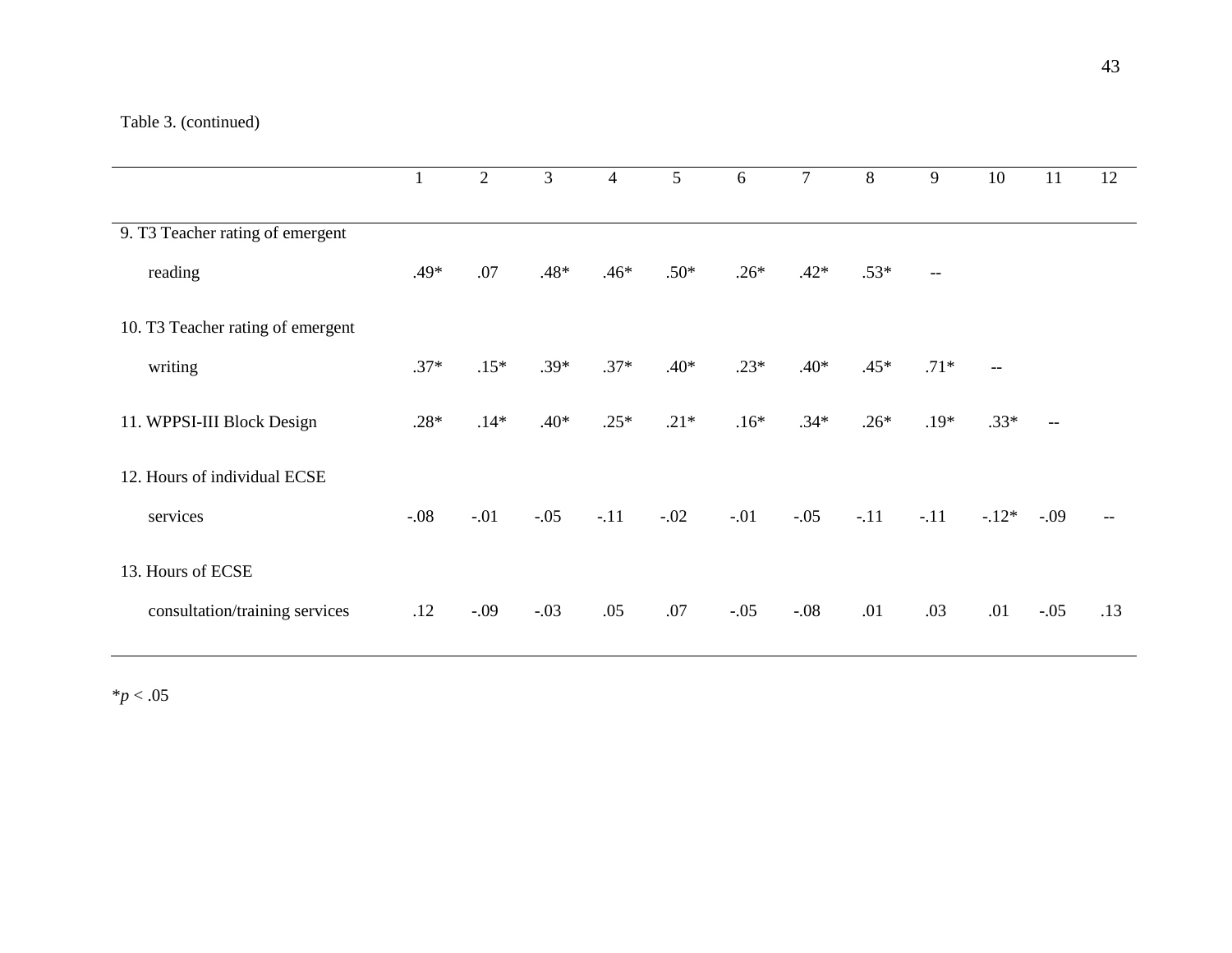Table 3. (continued)

| | 1 | 2 | 3 | 4 | 5 | 6 | 7 | 8 | 9 | 10 | 11 | 12 |
|---|---|---|---|---|---|---|---|---|---|---|---|---|
| 9. T3 Teacher rating of emergent reading | .49* | .07 | .48* | .46* | .50* | .26* | .42* | .53* | -- | | | |
| 10. T3 Teacher rating of emergent writing | .37* | .15* | .39* | .37* | .40* | .23* | .40* | .45* | .71* | -- | | |
| 11. WPPSI-III Block Design | .28* | .14* | .40* | .25* | .21* | .16* | .34* | .26* | .19* | .33* | -- | |
| 12. Hours of individual ECSE services | -.08 | -.01 | -.05 | -.11 | -.02 | -.01 | -.05 | -.11 | -.11 | -.12* | -.09 | -- |
| 13. Hours of ECSE consultation/training services | .12 | -.09 | -.03 | .05 | .07 | -.05 | -.08 | .01 | .03 | .01 | -.05 | .13 |

*$p < .05$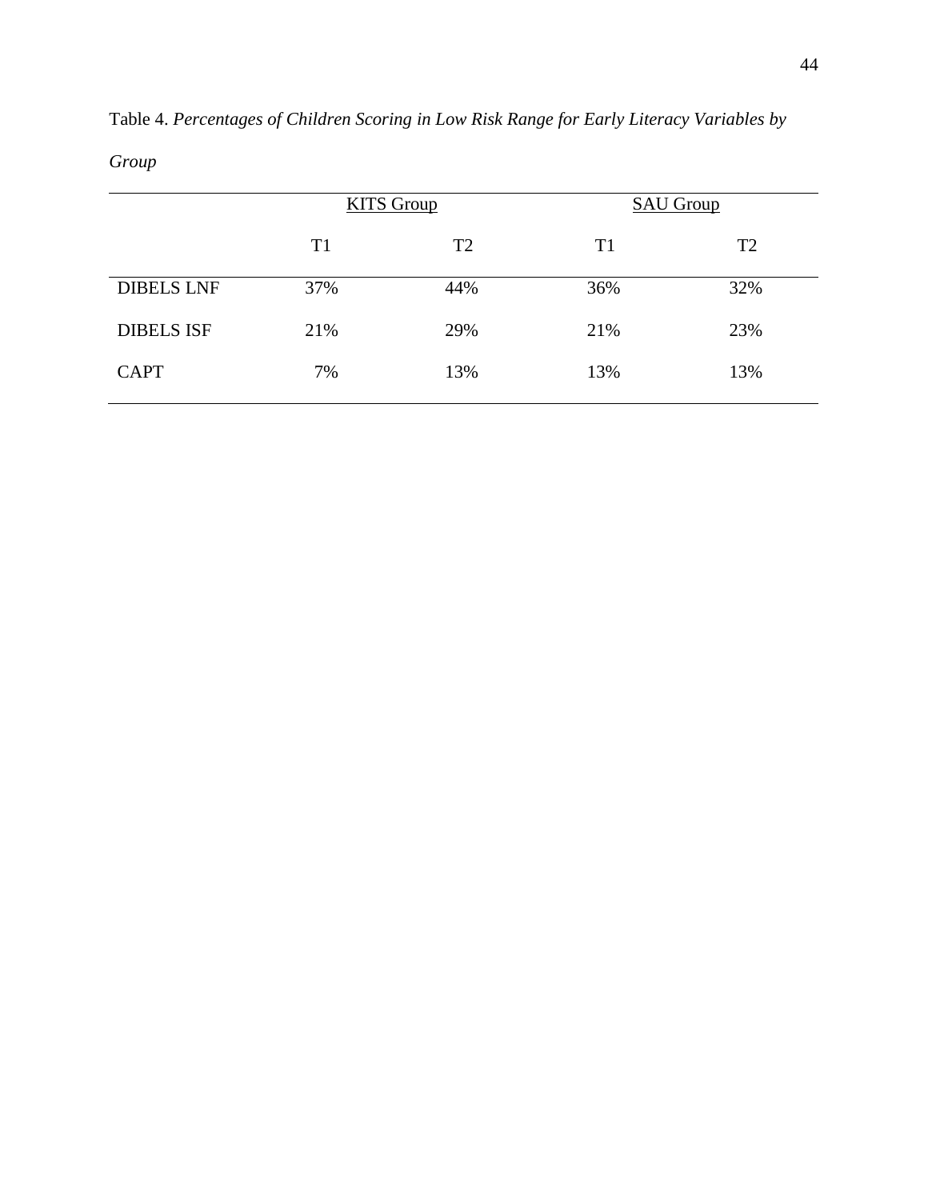Table 4. *Percentages of Children Scoring in Low Risk Range for Early Literacy Variables by Group*

| | KITS Group | | SAU Group | |
|---|---|---|---|---|
| | T1 | T2 | T1 | T2 |
| DIBELS LNF | 37% | 44% | 36% | 32% |
| DIBELS ISF | 21% | 29% | 21% | 23% |
| CAPT | 7% | 13% | 13% | 13% |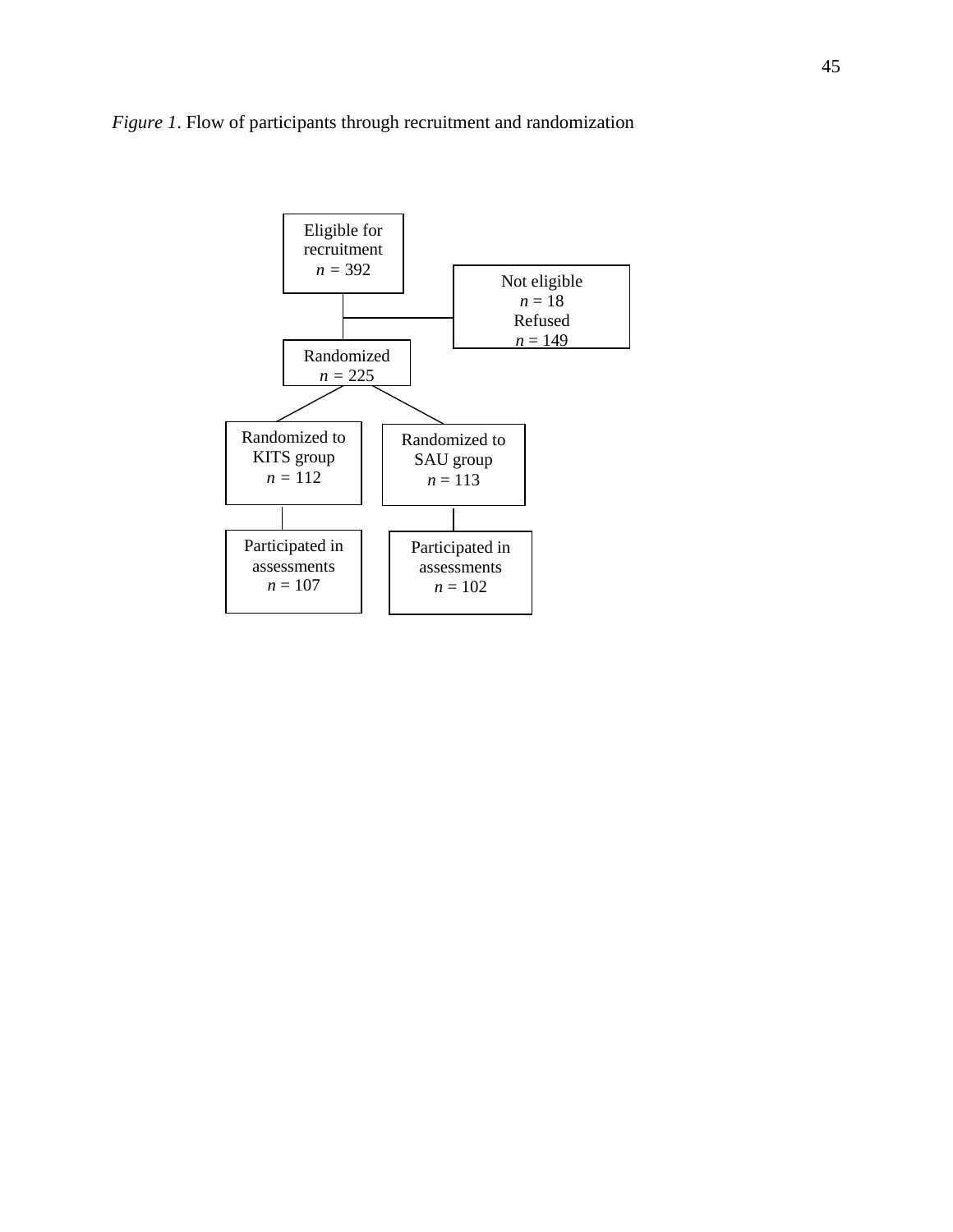*Figure 1*. Flow of participants through recruitment and randomization

Eligible for recruitment
*n* = 392

Not eligible
*n* = 18
Refused
*n* = 149

Randomized
*n* = 225

Randomized to KITS group
*n* = 112

Randomized to SAU group
*n* = 113

Participated in assessments
*n* = 107

Participated in assessments
*n* = 102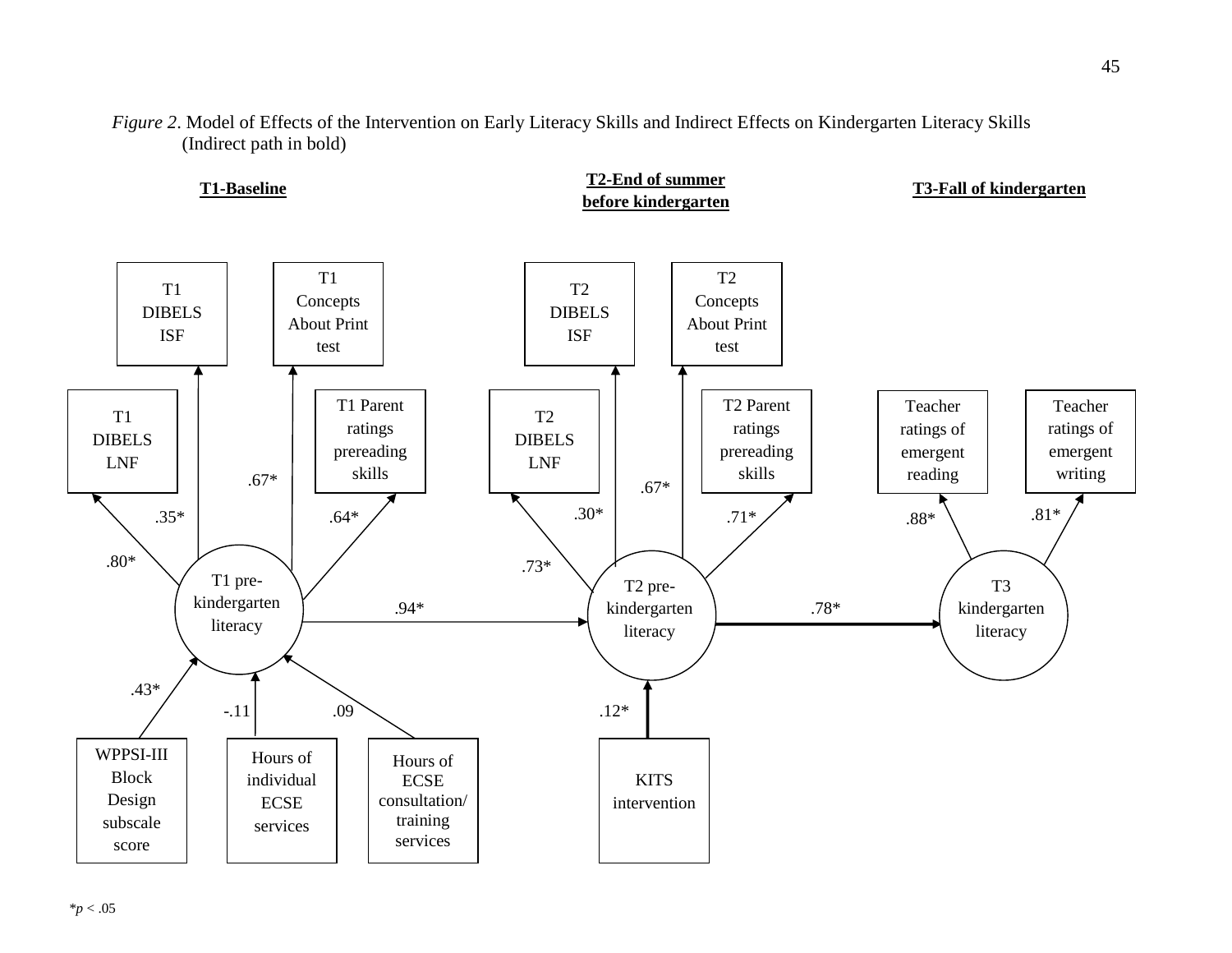*Figure 2*. Model of Effects of the Intervention on Early Literacy Skills and Indirect Effects on Kindergarten Literacy Skills (Indirect path in bold)

**T1-Baseline**

**T2-End of summer before kindergarten**

**T3-Fall of kindergarten**

T1 DIBELS ISF

T1 Concepts About Print test

T1 DIBELS LNF

T1 Parent ratings prereading skills

.67*

.35*

.64*

.80*

T1 pre-kindergarten literacy

.94*

.43*

-.11

.09

WPPSI-III Block Design subscale score

Hours of individual ECSE services

Hours of ECSE consultation/ training services

T2 DIBELS ISF

T2 Concepts About Print test

T2 DIBELS LNF

T2 Parent ratings prereading skills

.67*

.30*

.71*

.73*

T2 pre-kindergarten literacy

.78*

.12*

KITS intervention

Teacher ratings of emergent reading

Teacher ratings of emergent writing

.88*

.81*

T3 kindergarten literacy

*$p < .05$